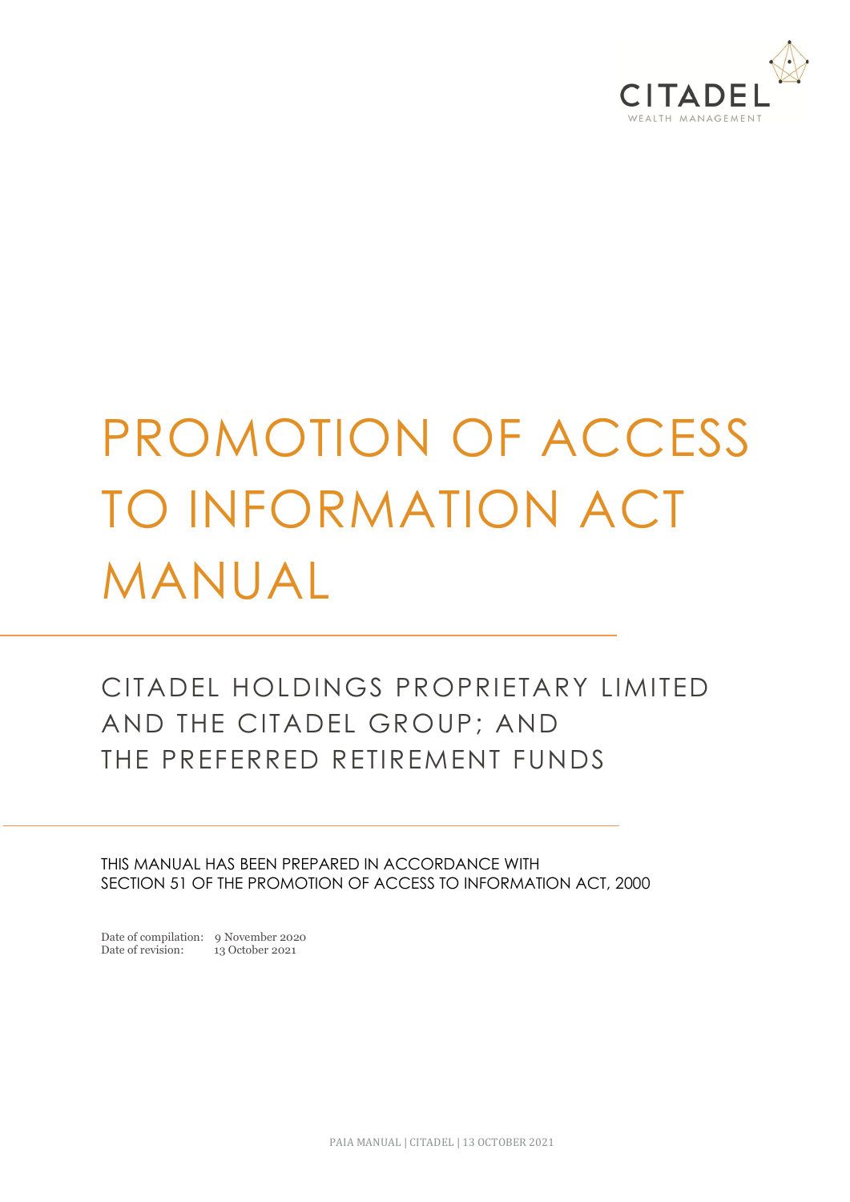CITADEL

WEALTH MANAGEMENT

# PROMOTION OF ACCESS TO INFORMATION ACT MANUAL

## CITADEL HOLDINGS PROPRIETARY LIMITED AND THE CITADEL GROUP; AND THE PREFERRED RETIREMENT FUNDS

THIS MANUAL HAS BEEN PREPARED IN ACCORDANCE WITH SECTION 51 OF THE PROMOTION OF ACCESS TO INFORMATION ACT, 2000

Date of compilation: 9 November 2020
Date of revision: 13 October 2021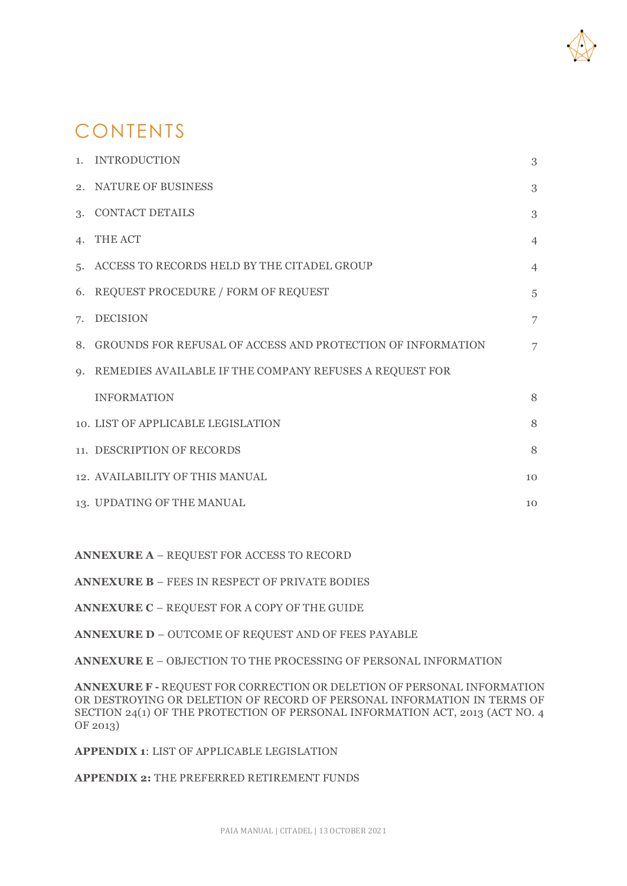# CONTENTS

| | | |
|---|---|---|
| 1. | INTRODUCTION | 3 |
| 2. | NATURE OF BUSINESS | 3 |
| 3. | CONTACT DETAILS | 3 |
| 4. | THE ACT | 4 |
| 5. | ACCESS TO RECORDS HELD BY THE CITADEL GROUP | 4 |
| 6. | REQUEST PROCEDURE / FORM OF REQUEST | 5 |
| 7. | DECISION | 7 |
| 8. | GROUNDS FOR REFUSAL OF ACCESS AND PROTECTION OF INFORMATION | 7 |
| 9. | REMEDIES AVAILABLE IF THE COMPANY REFUSES A REQUEST FOR INFORMATION | 8 |
| 10. | LIST OF APPLICABLE LEGISLATION | 8 |
| 11. | DESCRIPTION OF RECORDS | 8 |
| 12. | AVAILABILITY OF THIS MANUAL | 10 |
| 13. | UPDATING OF THE MANUAL | 10 |

**ANNEXURE A** – REQUEST FOR ACCESS TO RECORD

**ANNEXURE B** – FEES IN RESPECT OF PRIVATE BODIES

**ANNEXURE C** – REQUEST FOR A COPY OF THE GUIDE

**ANNEXURE D** – OUTCOME OF REQUEST AND OF FEES PAYABLE

**ANNEXURE E** – OBJECTION TO THE PROCESSING OF PERSONAL INFORMATION

**ANNEXURE F -** REQUEST FOR CORRECTION OR DELETION OF PERSONAL INFORMATION OR DESTROYING OR DELETION OF RECORD OF PERSONAL INFORMATION IN TERMS OF SECTION 24(1) OF THE PROTECTION OF PERSONAL INFORMATION ACT, 2013 (ACT NO. 4 OF 2013)

**APPENDIX 1**: LIST OF APPLICABLE LEGISLATION

**APPENDIX 2:** THE PREFERRED RETIREMENT FUNDS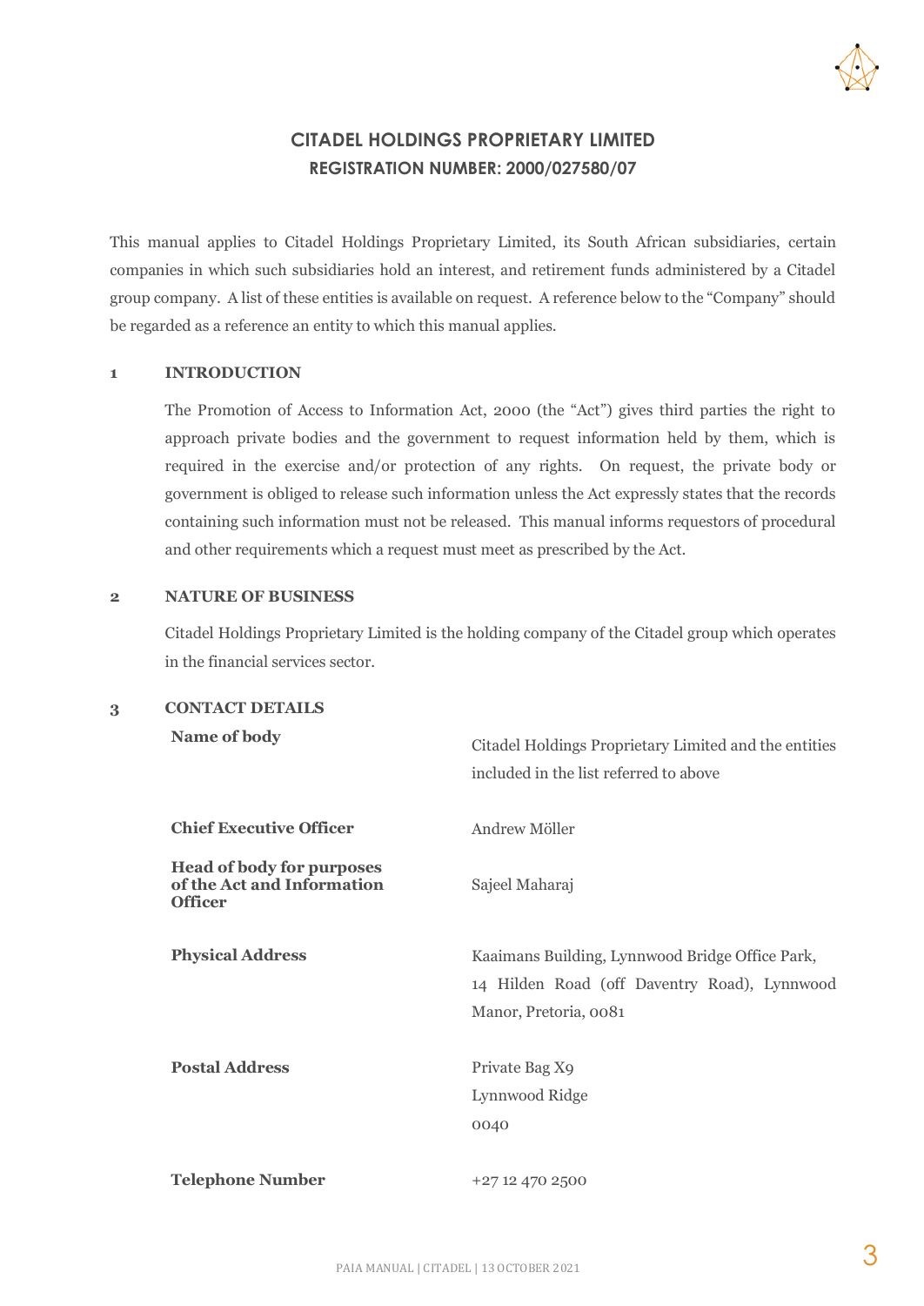# CITADEL HOLDINGS PROPRIETARY LIMITED
## REGISTRATION NUMBER: 2000/027580/07

This manual applies to Citadel Holdings Proprietary Limited, its South African subsidiaries, certain companies in which such subsidiaries hold an interest, and retirement funds administered by a Citadel group company. A list of these entities is available on request. A reference below to the "Company" should be regarded as a reference an entity to which this manual applies.

## 1 INTRODUCTION

The Promotion of Access to Information Act, 2000 (the "Act") gives third parties the right to approach private bodies and the government to request information held by them, which is required in the exercise and/or protection of any rights. On request, the private body or government is obliged to release such information unless the Act expressly states that the records containing such information must not be released. This manual informs requestors of procedural and other requirements which a request must meet as prescribed by the Act.

## 2 NATURE OF BUSINESS

Citadel Holdings Proprietary Limited is the holding company of the Citadel group which operates in the financial services sector.

## 3 CONTACT DETAILS

| | |
|---|---|
| **Name of body** | Citadel Holdings Proprietary Limited and the entities included in the list referred to above |
| **Chief Executive Officer** | Andrew Möller |
| **Head of body for purposes of the Act and Information Officer** | Sajeel Maharaj |
| **Physical Address** | Kaaimans Building, Lynnwood Bridge Office Park, 14 Hilden Road (off Daventry Road), Lynnwood Manor, Pretoria, 0081 |
| **Postal Address** | Private Bag X9<br>Lynnwood Ridge<br>0040 |
| **Telephone Number** | +27 12 470 2500 |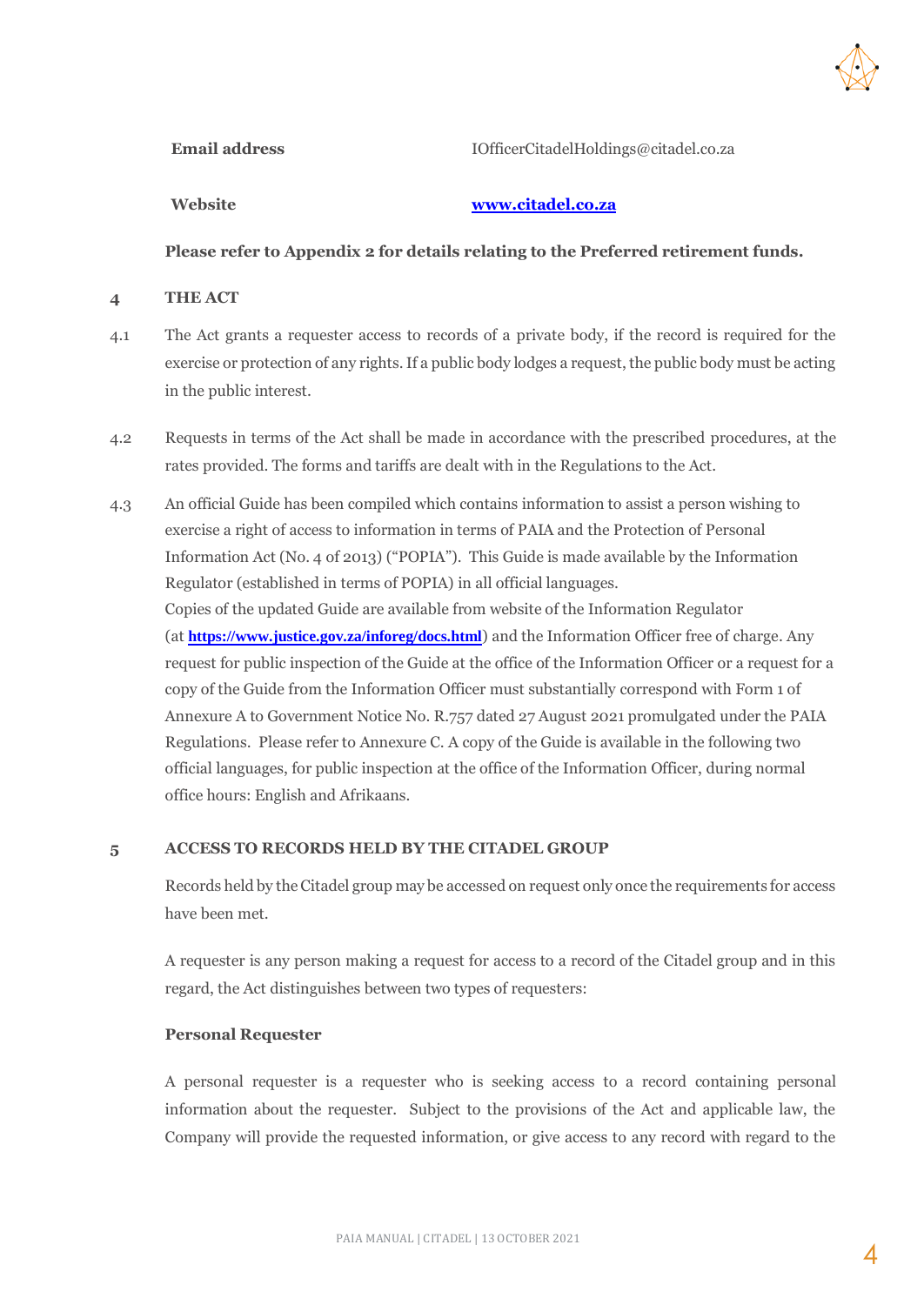| | |
|---|---|
| **Email address** | IOfficerCitadelHoldings@citadel.co.za |
| **Website** | **www.citadel.co.za** |

**Please refer to Appendix 2 for details relating to the Preferred retirement funds.**

## 4 THE ACT

4.1 The Act grants a requester access to records of a private body, if the record is required for the exercise or protection of any rights. If a public body lodges a request, the public body must be acting in the public interest.

4.2 Requests in terms of the Act shall be made in accordance with the prescribed procedures, at the rates provided. The forms and tariffs are dealt with in the Regulations to the Act.

4.3 An official Guide has been compiled which contains information to assist a person wishing to exercise a right of access to information in terms of PAIA and the Protection of Personal Information Act (No. 4 of 2013) ("POPIA"). This Guide is made available by the Information Regulator (established in terms of POPIA) in all official languages. Copies of the updated Guide are available from website of the Information Regulator (at **https://www.justice.gov.za/inforeg/docs.html**) and the Information Officer free of charge. Any request for public inspection of the Guide at the office of the Information Officer or a request for a copy of the Guide from the Information Officer must substantially correspond with Form 1 of Annexure A to Government Notice No. R.757 dated 27 August 2021 promulgated under the PAIA Regulations. Please refer to Annexure C. A copy of the Guide is available in the following two official languages, for public inspection at the office of the Information Officer, during normal office hours: English and Afrikaans.

## 5 ACCESS TO RECORDS HELD BY THE CITADEL GROUP

Records held by the Citadel group may be accessed on request only once the requirements for access have been met.

A requester is any person making a request for access to a record of the Citadel group and in this regard, the Act distinguishes between two types of requesters:

**Personal Requester**

A personal requester is a requester who is seeking access to a record containing personal information about the requester. Subject to the provisions of the Act and applicable law, the Company will provide the requested information, or give access to any record with regard to the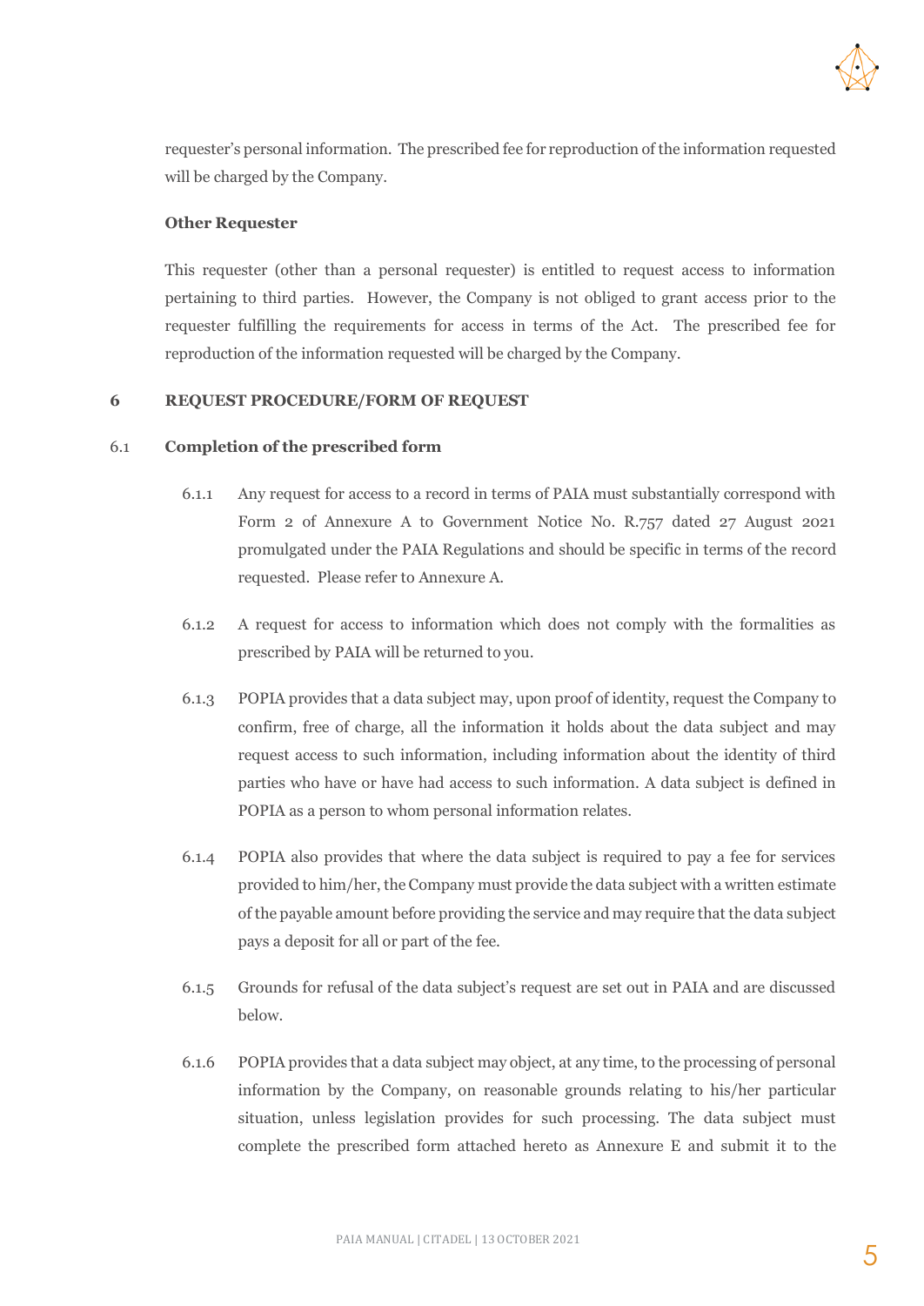requester's personal information. The prescribed fee for reproduction of the information requested will be charged by the Company.

**Other Requester**

This requester (other than a personal requester) is entitled to request access to information pertaining to third parties. However, the Company is not obliged to grant access prior to the requester fulfilling the requirements for access in terms of the Act. The prescribed fee for reproduction of the information requested will be charged by the Company.

## 6 REQUEST PROCEDURE/FORM OF REQUEST

### 6.1 Completion of the prescribed form

6.1.1 Any request for access to a record in terms of PAIA must substantially correspond with Form 2 of Annexure A to Government Notice No. R.757 dated 27 August 2021 promulgated under the PAIA Regulations and should be specific in terms of the record requested. Please refer to Annexure A.

6.1.2 A request for access to information which does not comply with the formalities as prescribed by PAIA will be returned to you.

6.1.3 POPIA provides that a data subject may, upon proof of identity, request the Company to confirm, free of charge, all the information it holds about the data subject and may request access to such information, including information about the identity of third parties who have or have had access to such information. A data subject is defined in POPIA as a person to whom personal information relates.

6.1.4 POPIA also provides that where the data subject is required to pay a fee for services provided to him/her, the Company must provide the data subject with a written estimate of the payable amount before providing the service and may require that the data subject pays a deposit for all or part of the fee.

6.1.5 Grounds for refusal of the data subject's request are set out in PAIA and are discussed below.

6.1.6 POPIA provides that a data subject may object, at any time, to the processing of personal information by the Company, on reasonable grounds relating to his/her particular situation, unless legislation provides for such processing. The data subject must complete the prescribed form attached hereto as Annexure E and submit it to the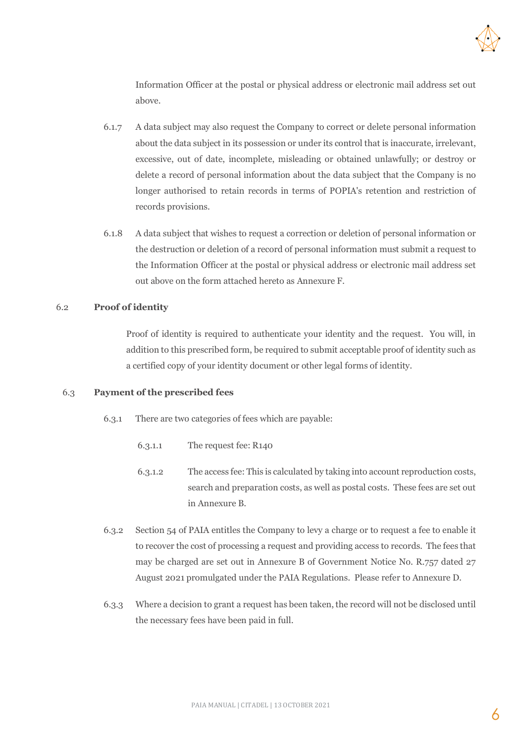Information Officer at the postal or physical address or electronic mail address set out above.

6.1.7 A data subject may also request the Company to correct or delete personal information about the data subject in its possession or under its control that is inaccurate, irrelevant, excessive, out of date, incomplete, misleading or obtained unlawfully; or destroy or delete a record of personal information about the data subject that the Company is no longer authorised to retain records in terms of POPIA's retention and restriction of records provisions.

6.1.8 A data subject that wishes to request a correction or deletion of personal information or the destruction or deletion of a record of personal information must submit a request to the Information Officer at the postal or physical address or electronic mail address set out above on the form attached hereto as Annexure F.

6.2 **Proof of identity**

Proof of identity is required to authenticate your identity and the request. You will, in addition to this prescribed form, be required to submit acceptable proof of identity such as a certified copy of your identity document or other legal forms of identity.

6.3 **Payment of the prescribed fees**

6.3.1 There are two categories of fees which are payable:

6.3.1.1 The request fee: R140

6.3.1.2 The access fee: This is calculated by taking into account reproduction costs, search and preparation costs, as well as postal costs. These fees are set out in Annexure B.

6.3.2 Section 54 of PAIA entitles the Company to levy a charge or to request a fee to enable it to recover the cost of processing a request and providing access to records. The fees that may be charged are set out in Annexure B of Government Notice No. R.757 dated 27 August 2021 promulgated under the PAIA Regulations. Please refer to Annexure D.

6.3.3 Where a decision to grant a request has been taken, the record will not be disclosed until the necessary fees have been paid in full.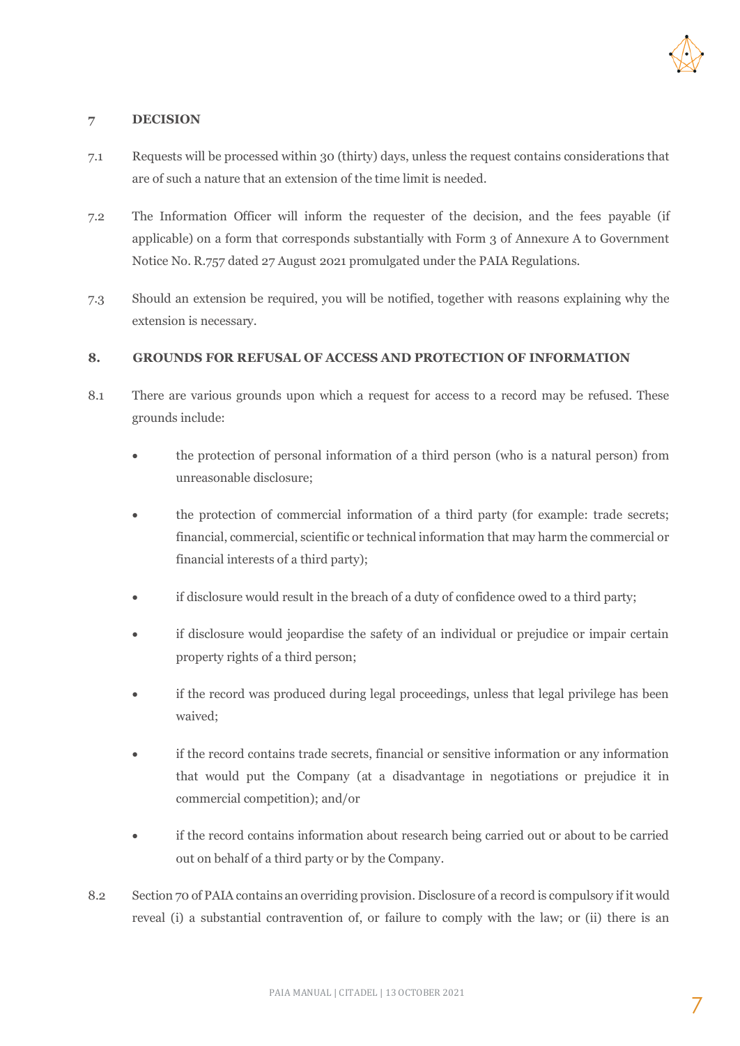## 7 DECISION

7.1 Requests will be processed within 30 (thirty) days, unless the request contains considerations that are of such a nature that an extension of the time limit is needed.

7.2 The Information Officer will inform the requester of the decision, and the fees payable (if applicable) on a form that corresponds substantially with Form 3 of Annexure A to Government Notice No. R.757 dated 27 August 2021 promulgated under the PAIA Regulations.

7.3 Should an extension be required, you will be notified, together with reasons explaining why the extension is necessary.

## 8. GROUNDS FOR REFUSAL OF ACCESS AND PROTECTION OF INFORMATION

8.1 There are various grounds upon which a request for access to a record may be refused. These grounds include:

- the protection of personal information of a third person (who is a natural person) from unreasonable disclosure;
- the protection of commercial information of a third party (for example: trade secrets; financial, commercial, scientific or technical information that may harm the commercial or financial interests of a third party);
- if disclosure would result in the breach of a duty of confidence owed to a third party;
- if disclosure would jeopardise the safety of an individual or prejudice or impair certain property rights of a third person;
- if the record was produced during legal proceedings, unless that legal privilege has been waived;
- if the record contains trade secrets, financial or sensitive information or any information that would put the Company (at a disadvantage in negotiations or prejudice it in commercial competition); and/or
- if the record contains information about research being carried out or about to be carried out on behalf of a third party or by the Company.

8.2 Section 70 of PAIA contains an overriding provision. Disclosure of a record is compulsory if it would reveal (i) a substantial contravention of, or failure to comply with the law; or (ii) there is an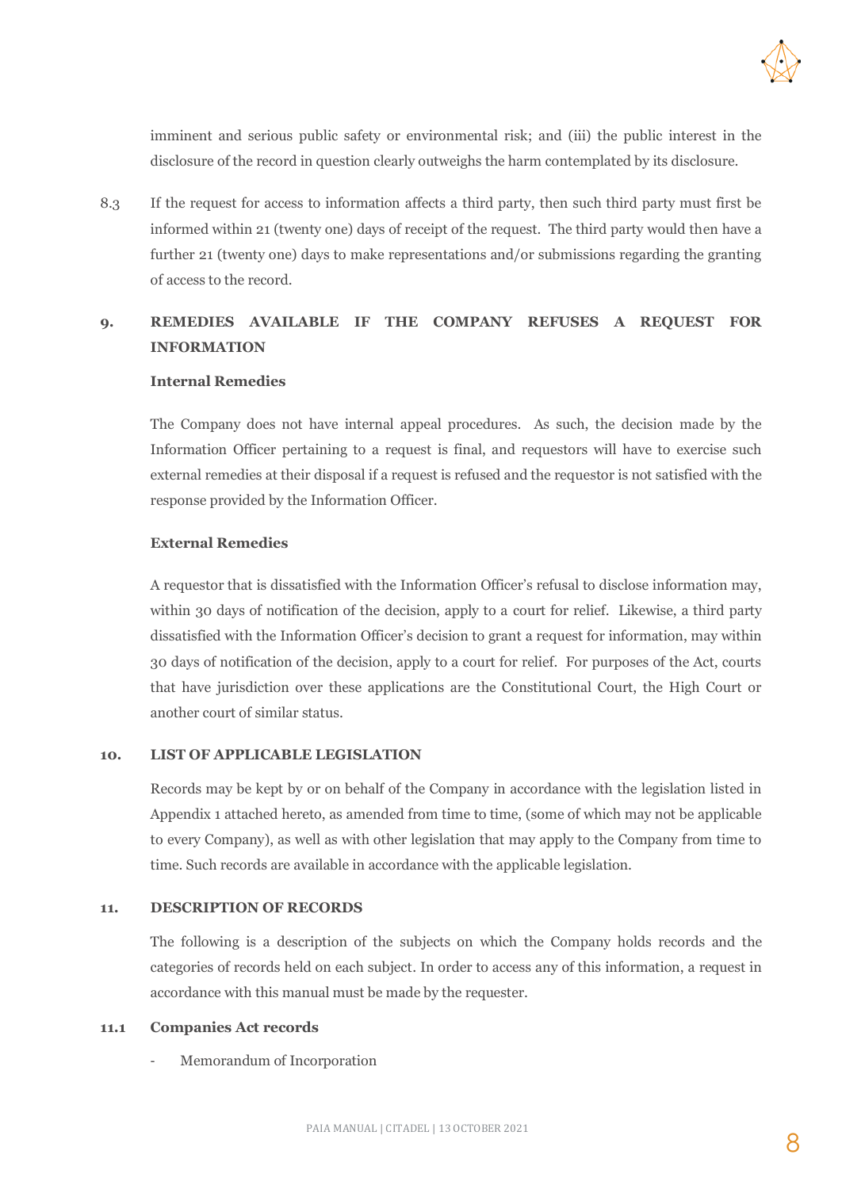imminent and serious public safety or environmental risk; and (iii) the public interest in the disclosure of the record in question clearly outweighs the harm contemplated by its disclosure.

8.3 If the request for access to information affects a third party, then such third party must first be informed within 21 (twenty one) days of receipt of the request. The third party would then have a further 21 (twenty one) days to make representations and/or submissions regarding the granting of access to the record.

## 9. REMEDIES AVAILABLE IF THE COMPANY REFUSES A REQUEST FOR INFORMATION

**Internal Remedies**

The Company does not have internal appeal procedures. As such, the decision made by the Information Officer pertaining to a request is final, and requestors will have to exercise such external remedies at their disposal if a request is refused and the requestor is not satisfied with the response provided by the Information Officer.

**External Remedies**

A requestor that is dissatisfied with the Information Officer's refusal to disclose information may, within 30 days of notification of the decision, apply to a court for relief. Likewise, a third party dissatisfied with the Information Officer's decision to grant a request for information, may within 30 days of notification of the decision, apply to a court for relief. For purposes of the Act, courts that have jurisdiction over these applications are the Constitutional Court, the High Court or another court of similar status.

## 10. LIST OF APPLICABLE LEGISLATION

Records may be kept by or on behalf of the Company in accordance with the legislation listed in Appendix 1 attached hereto, as amended from time to time, (some of which may not be applicable to every Company), as well as with other legislation that may apply to the Company from time to time. Such records are available in accordance with the applicable legislation.

## 11. DESCRIPTION OF RECORDS

The following is a description of the subjects on which the Company holds records and the categories of records held on each subject. In order to access any of this information, a request in accordance with this manual must be made by the requester.

### 11.1 Companies Act records

- Memorandum of Incorporation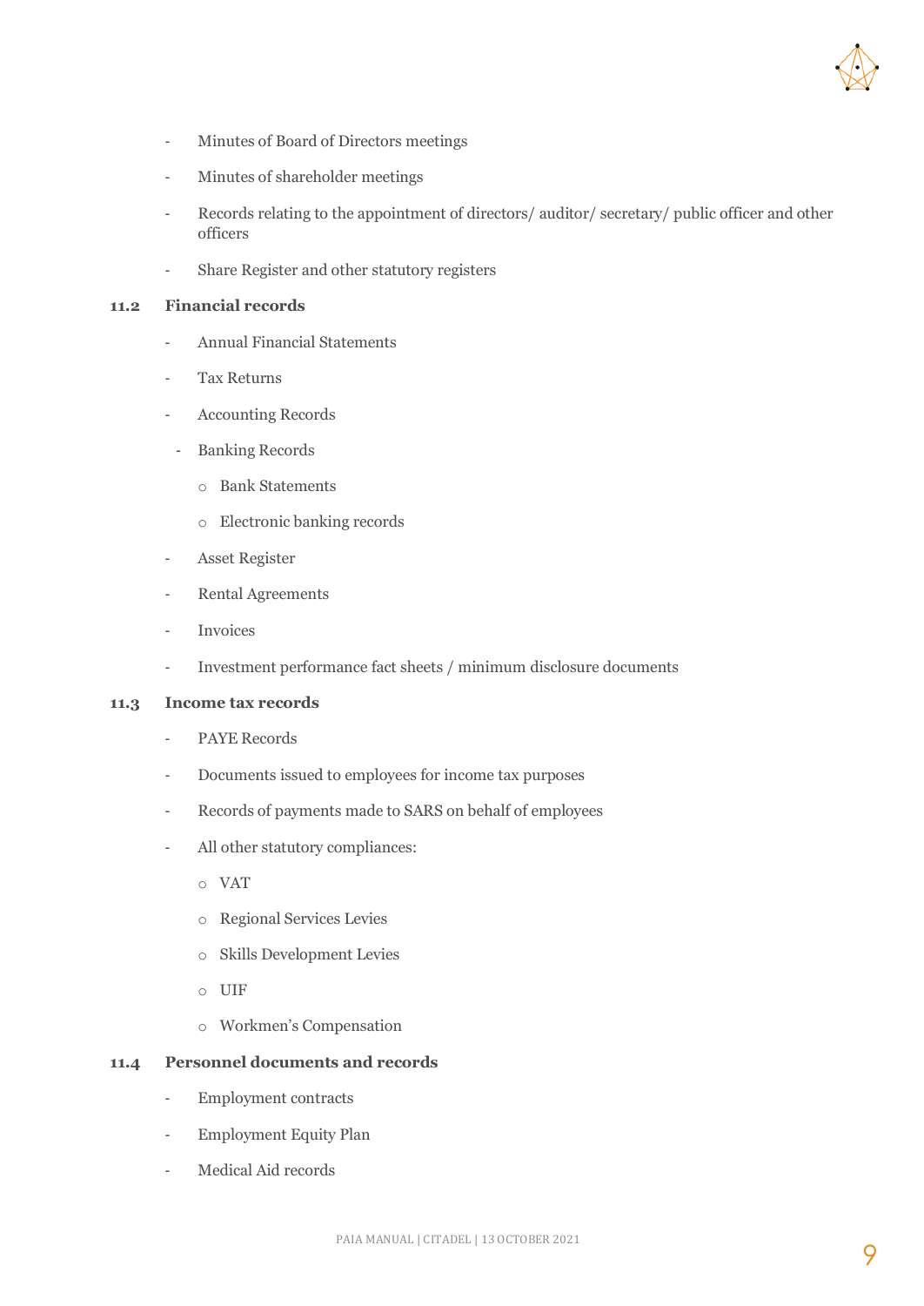- Minutes of Board of Directors meetings
- Minutes of shareholder meetings
- Records relating to the appointment of directors/ auditor/ secretary/ public officer and other officers
- Share Register and other statutory registers

### 11.2 Financial records

- Annual Financial Statements
- Tax Returns
- Accounting Records
- Banking Records
  - Bank Statements
  - Electronic banking records
- Asset Register
- Rental Agreements
- Invoices
- Investment performance fact sheets / minimum disclosure documents

### 11.3 Income tax records

- PAYE Records
- Documents issued to employees for income tax purposes
- Records of payments made to SARS on behalf of employees
- All other statutory compliances:
  - VAT
  - Regional Services Levies
  - Skills Development Levies
  - UIF
  - Workmen's Compensation

### 11.4 Personnel documents and records

- Employment contracts
- Employment Equity Plan
- Medical Aid records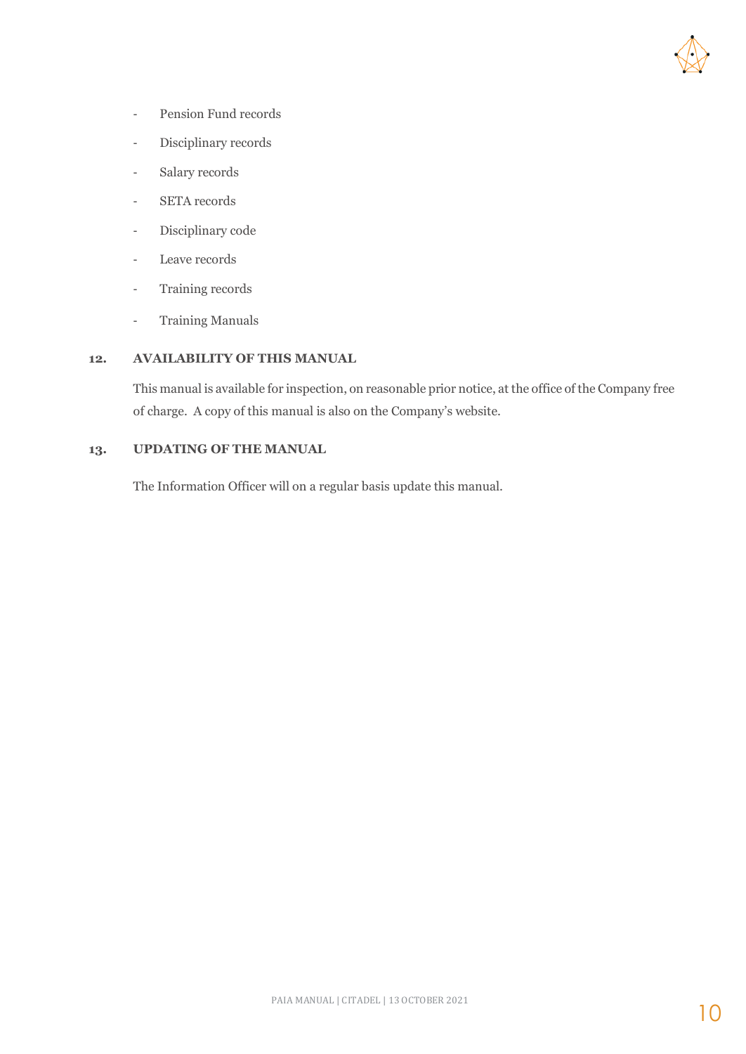- Pension Fund records
- Disciplinary records
- Salary records
- SETA records
- Disciplinary code
- Leave records
- Training records
- Training Manuals

## 12. AVAILABILITY OF THIS MANUAL

This manual is available for inspection, on reasonable prior notice, at the office of the Company free of charge. A copy of this manual is also on the Company's website.

## 13. UPDATING OF THE MANUAL

The Information Officer will on a regular basis update this manual.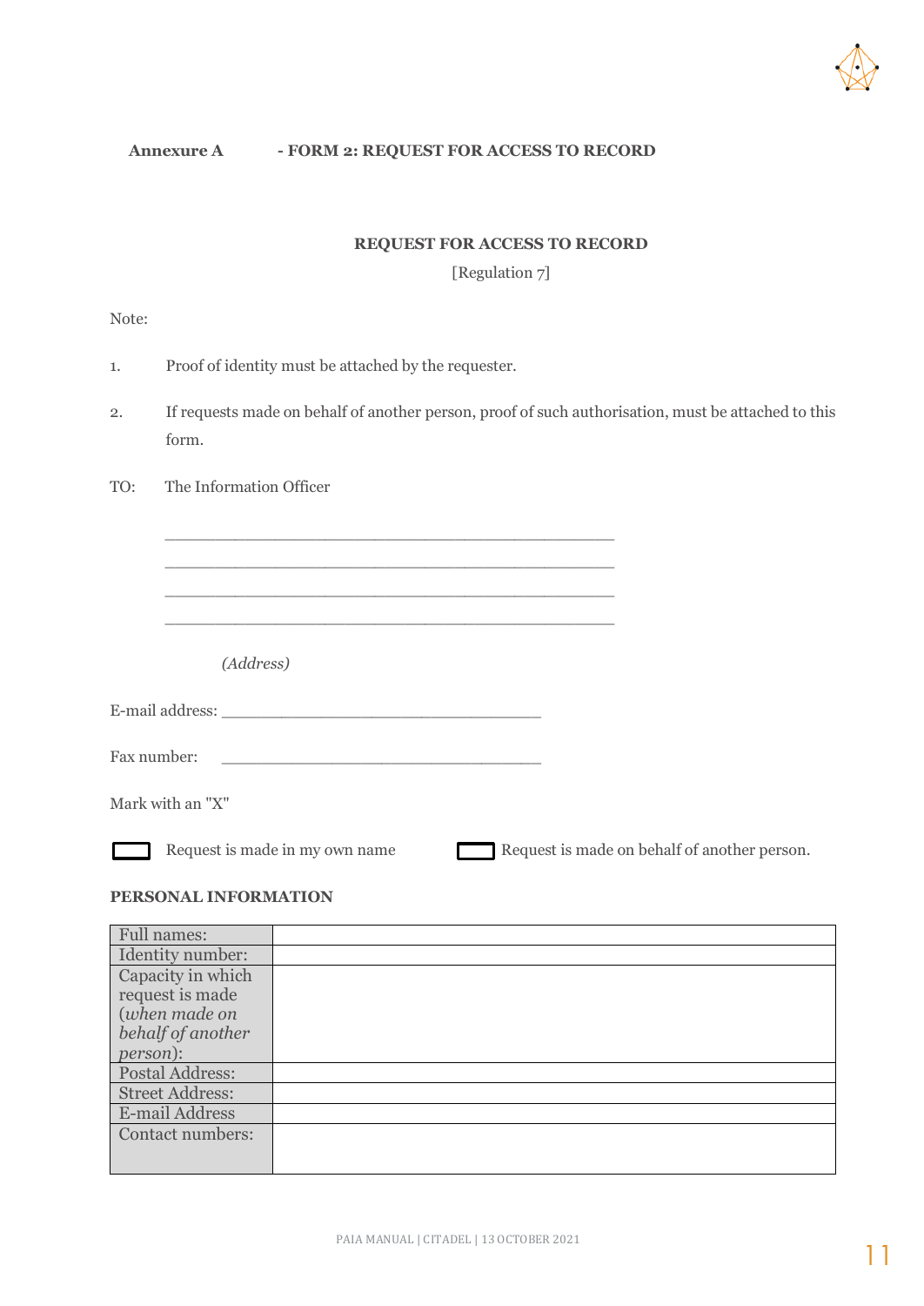**Annexure A - FORM 2: REQUEST FOR ACCESS TO RECORD**

**REQUEST FOR ACCESS TO RECORD**

[Regulation 7]

Note:

1. Proof of identity must be attached by the requester.
2. If requests made on behalf of another person, proof of such authorisation, must be attached to this form.

TO: The Information Officer

\_\_\_\_\_\_\_\_\_\_\_\_\_\_\_\_\_\_\_\_\_\_\_\_\_\_\_\_\_\_\_\_\_\_\_\_\_\_\_\_\_\_\_\_\_\_

\_\_\_\_\_\_\_\_\_\_\_\_\_\_\_\_\_\_\_\_\_\_\_\_\_\_\_\_\_\_\_\_\_\_\_\_\_\_\_\_\_\_\_\_\_\_

\_\_\_\_\_\_\_\_\_\_\_\_\_\_\_\_\_\_\_\_\_\_\_\_\_\_\_\_\_\_\_\_\_\_\_\_\_\_\_\_\_\_\_\_\_\_

\_\_\_\_\_\_\_\_\_\_\_\_\_\_\_\_\_\_\_\_\_\_\_\_\_\_\_\_\_\_\_\_\_\_\_\_\_\_\_\_\_\_\_\_\_\_

*(Address)*

E-mail address: \_\_\_\_\_\_\_\_\_\_\_\_\_\_\_\_\_\_\_\_\_\_\_\_\_\_\_\_\_\_\_\_\_

Fax number: \_\_\_\_\_\_\_\_\_\_\_\_\_\_\_\_\_\_\_\_\_\_\_\_\_\_\_\_\_\_\_\_\_

Mark with an "X"

☐ Request is made in my own name ☐ Request is made on behalf of another person.

**PERSONAL INFORMATION**

| | |
|---|---|
| Full names: | |
| Identity number: | |
| Capacity in which request is made (*when made on behalf of another person*): | |
| Postal Address: | |
| Street Address: | |
| E-mail Address | |
| Contact numbers: | |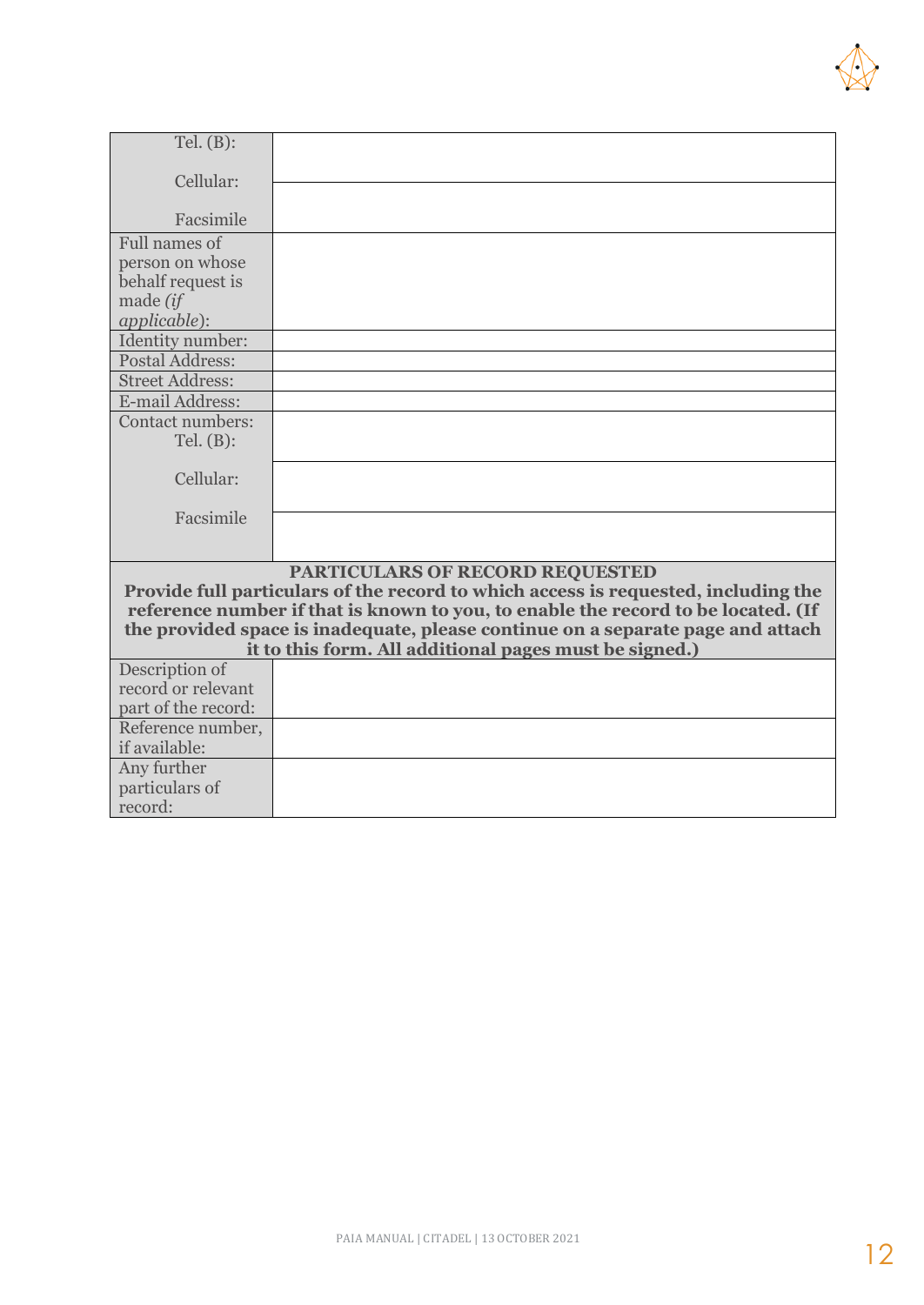| | |
|---|---|
| Tel. (B): | |
| Cellular: | |
| Facsimile | |
| Full names of person on whose behalf request is made *(if applicable)*: | |
| Identity number: | |
| Postal Address: | |
| Street Address: | |
| E-mail Address: | |
| Contact numbers: Tel. (B): | |
| Cellular: | |
| Facsimile | |

**PARTICULARS OF RECORD REQUESTED**

**Provide full particulars of the record to which access is requested, including the reference number if that is known to you, to enable the record to be located. (If the provided space is inadequate, please continue on a separate page and attach it to this form. All additional pages must be signed.)**

| | |
|---|---|
| Description of record or relevant part of the record: | |
| Reference number, if available: | |
| Any further particulars of record: | |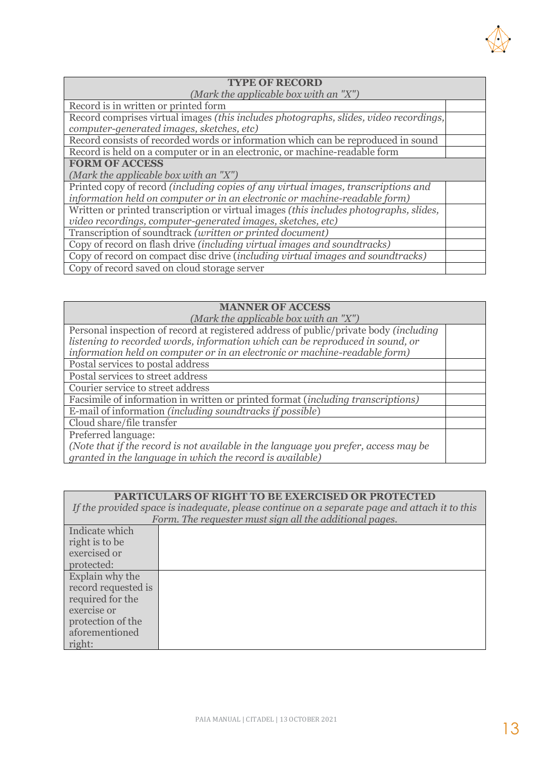| **TYPE OF RECORD**<br>*(Mark the applicable box with an "X")* | |
|---|---|
| Record is in written or printed form | |
| Record comprises virtual images *(this includes photographs, slides, video recordings, computer-generated images, sketches, etc)* | |
| Record consists of recorded words or information which can be reproduced in sound | |
| Record is held on a computer or in an electronic, or machine-readable form | |
| **FORM OF ACCESS**<br>*(Mark the applicable box with an "X")* | |
| Printed copy of record *(including copies of any virtual images, transcriptions and information held on computer or in an electronic or machine-readable form)* | |
| Written or printed transcription or virtual images *(this includes photographs, slides, video recordings, computer-generated images, sketches, etc)* | |
| Transcription of soundtrack *(written or printed document)* | |
| Copy of record on flash drive *(including virtual images and soundtracks)* | |
| Copy of record on compact disc drive (*including virtual images and soundtracks)* | |
| Copy of record saved on cloud storage server | |

| **MANNER OF ACCESS**<br>*(Mark the applicable box with an "X")* | |
|---|---|
| Personal inspection of record at registered address of public/private body *(including listening to recorded words, information which can be reproduced in sound, or information held on computer or in an electronic or machine-readable form)* | |
| Postal services to postal address | |
| Postal services to street address | |
| Courier service to street address | |
| Facsimile of information in written or printed format (*including transcriptions)* | |
| E-mail of information *(including soundtracks if possible*) | |
| Cloud share/file transfer | |
| Preferred language:<br>*(Note that if the record is not available in the language you prefer, access may be granted in the language in which the record is available)* | |

| **PARTICULARS OF RIGHT TO BE EXERCISED OR PROTECTED**<br>*If the provided space is inadequate, please continue on a separate page and attach it to this Form. The requester must sign all the additional pages.* | |
|---|---|
| Indicate which right is to be exercised or protected: | |
| Explain why the record requested is required for the exercise or protection of the aforementioned right: | |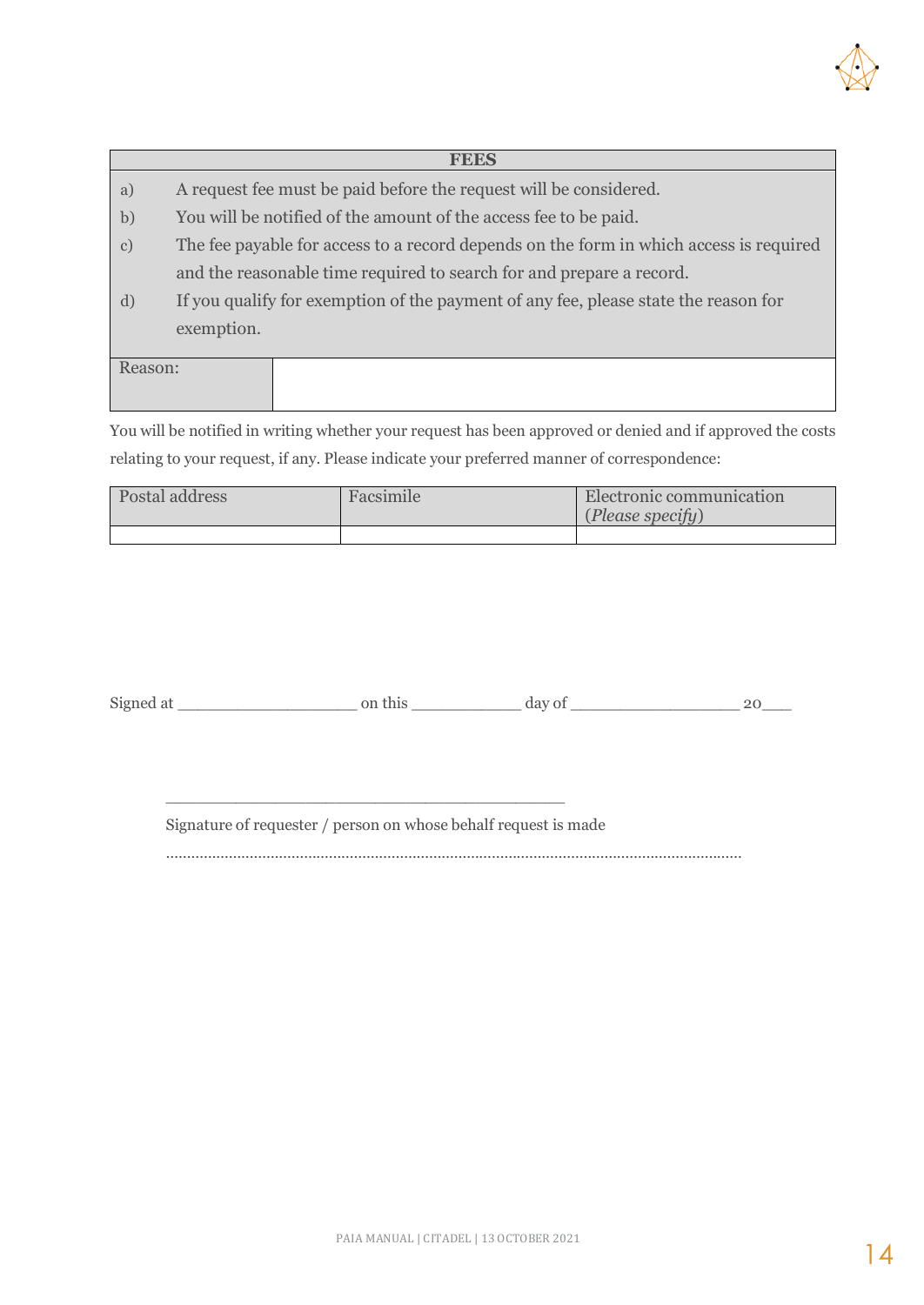| FEES | |
|---|---|
| a) | A request fee must be paid before the request will be considered. |
| b) | You will be notified of the amount of the access fee to be paid. |
| c) | The fee payable for access to a record depends on the form in which access is required and the reasonable time required to search for and prepare a record. |
| d) | If you qualify for exemption of the payment of any fee, please state the reason for exemption. |
| Reason: | |

You will be notified in writing whether your request has been approved or denied and if approved the costs relating to your request, if any. Please indicate your preferred manner of correspondence:

| Postal address | Facsimile | Electronic communication (*Please specify*) |
|---|---|---|
| | | |

Signed at ___________________ on this ___________ day of _________________ 20___

_________________________________________

Signature of requester / person on whose behalf request is made

..........................................................................................................................................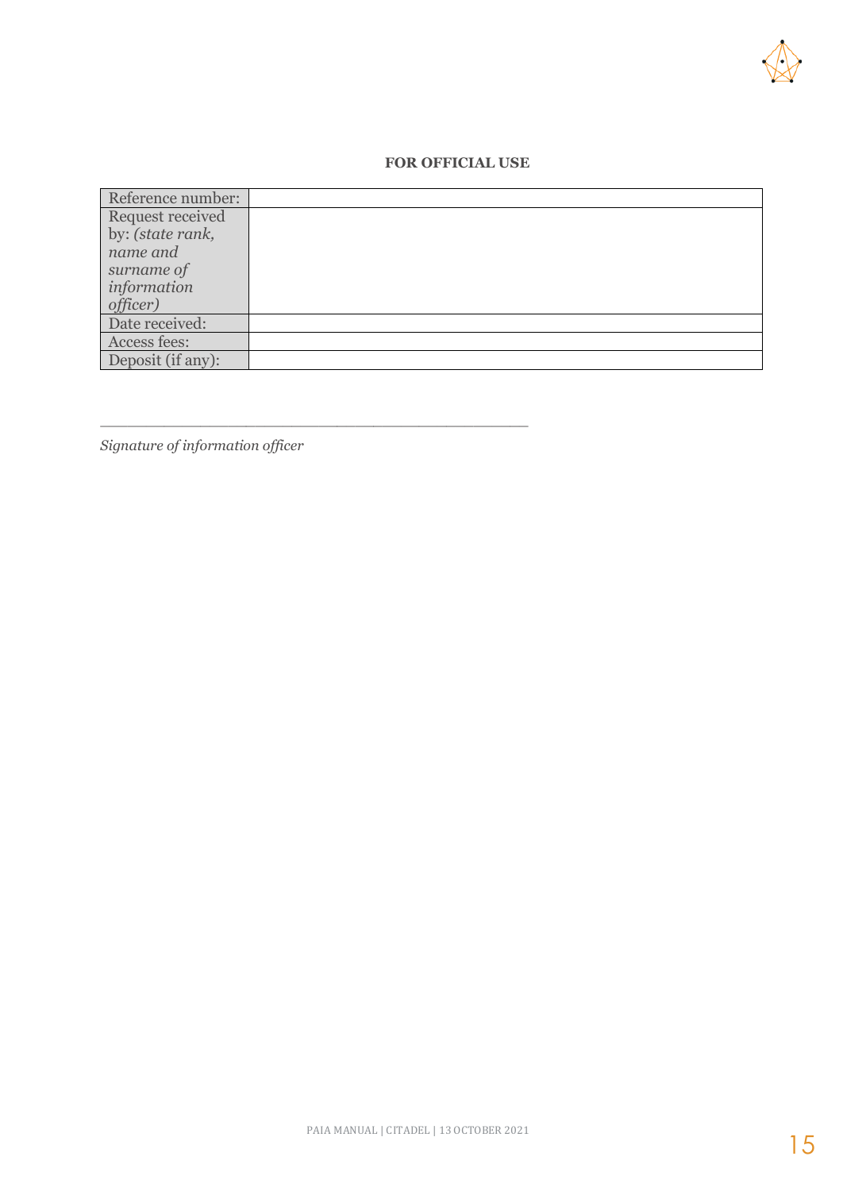**FOR OFFICIAL USE**

| | |
|---|---|
| Reference number: | |
| Request received by: *(state rank, name and surname of information officer)* | |
| Date received: | |
| Access fees: | |
| Deposit (if any): | |

_______________________________________________

*Signature of information officer*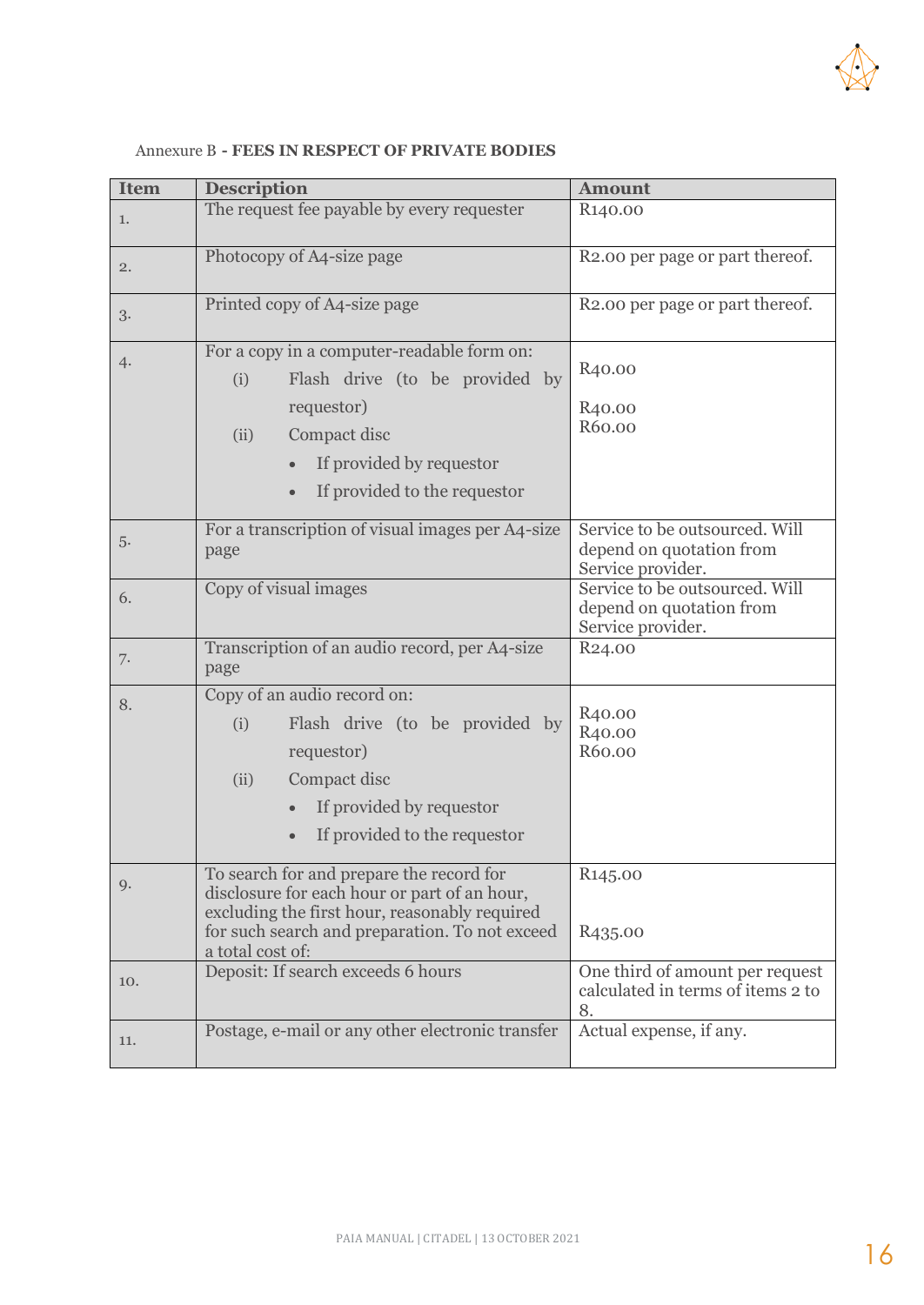Annexure B **- FEES IN RESPECT OF PRIVATE BODIES**

| Item | Description | Amount |
| --- | --- | --- |
| 1. | The request fee payable by every requester | R140.00 |
| 2. | Photocopy of A4-size page | R2.00 per page or part thereof. |
| 3. | Printed copy of A4-size page | R2.00 per page or part thereof. |
| 4. | For a copy in a computer-readable form on:<br>(i) Flash drive (to be provided by requestor)<br>(ii) Compact disc<br>• If provided by requestor<br>• If provided to the requestor | R40.00<br>R40.00<br>R60.00 |
| 5. | For a transcription of visual images per A4-size page | Service to be outsourced. Will depend on quotation from Service provider. |
| 6. | Copy of visual images | Service to be outsourced. Will depend on quotation from Service provider. |
| 7. | Transcription of an audio record, per A4-size page | R24.00 |
| 8. | Copy of an audio record on:<br>(i) Flash drive (to be provided by requestor)<br>(ii) Compact disc<br>• If provided by requestor<br>• If provided to the requestor | R40.00<br>R40.00<br>R60.00 |
| 9. | To search for and prepare the record for disclosure for each hour or part of an hour, excluding the first hour, reasonably required for such search and preparation. To not exceed a total cost of: | R145.00<br>R435.00 |
| 10. | Deposit: If search exceeds 6 hours | One third of amount per request calculated in terms of items 2 to 8. |
| 11. | Postage, e-mail or any other electronic transfer | Actual expense, if any. |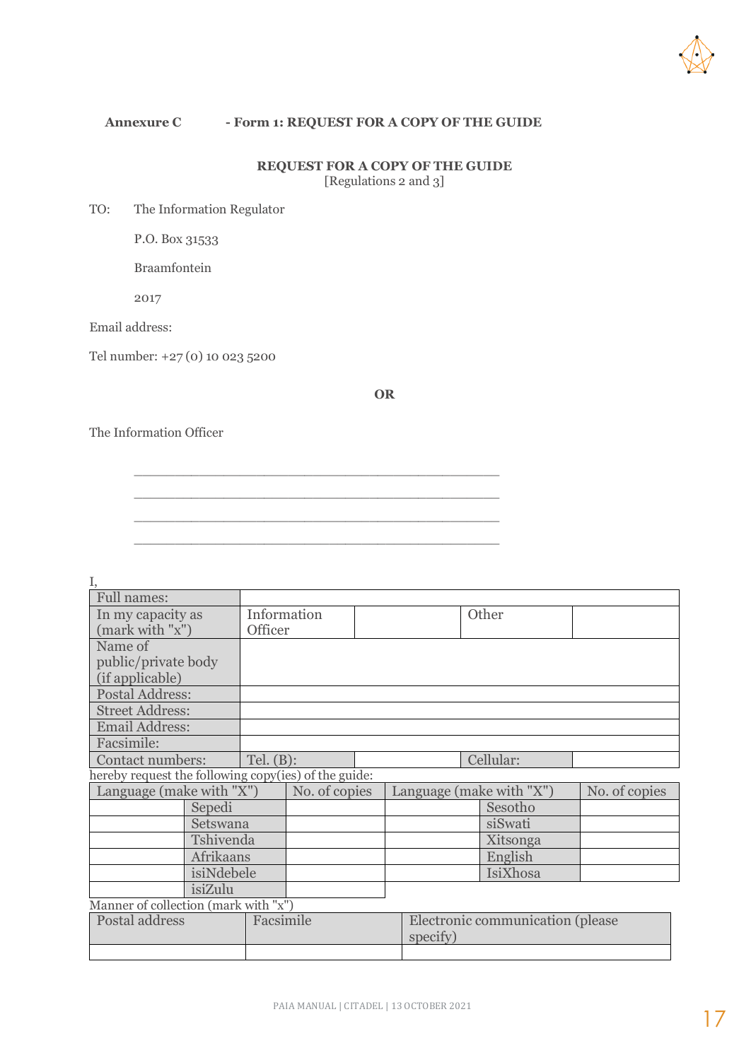**Annexure C - Form 1: REQUEST FOR A COPY OF THE GUIDE**

**REQUEST FOR A COPY OF THE GUIDE**
[Regulations 2 and 3]

TO: The Information Regulator

P.O. Box 31533

Braamfontein

2017

Email address:

Tel number: +27 (0) 10 023 5200

**OR**

The Information Officer

______________________________________________

______________________________________________

______________________________________________

______________________________________________

I,

| Full names: | | | | |
|---|---|---|---|---|
| In my capacity as (mark with "x") | Information Officer | | Other | |
| Name of public/private body (if applicable) | | | | |
| Postal Address: | | | | |
| Street Address: | | | | |
| Email Address: | | | | |
| Facsimile: | | | | |
| Contact numbers: | Tel. (B): | | Cellular: | |

hereby request the following copy(ies) of the guide:

| Language (make with "X") | | No. of copies | Language (make with "X") | | No. of copies |
|---|---|---|---|---|---|
| | Sepedi | | | Sesotho | |
| | Setswana | | | siSwati | |
| | Tshivenda | | | Xitsonga | |
| | Afrikaans | | | English | |
| | isiNdebele | | | IsiXhosa | |
| | isiZulu | | | | |

Manner of collection (mark with "x")

| Postal address | Facsimile | Electronic communication (please specify) |
|---|---|---|
| | | |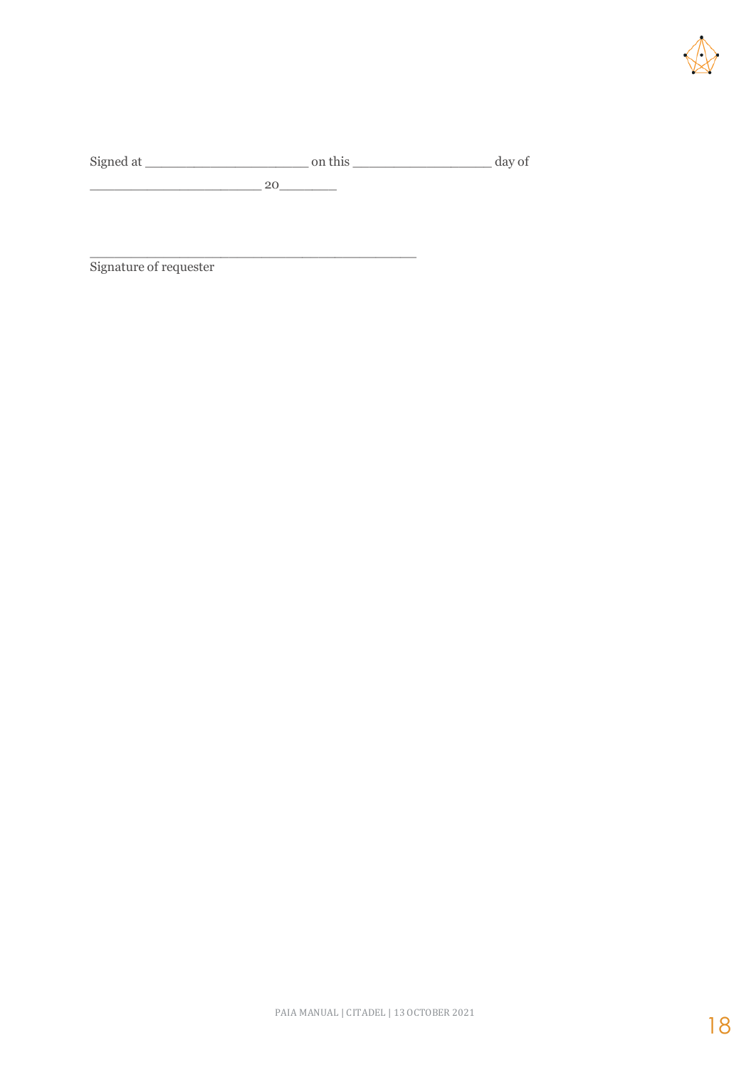Signed at ______________________ on this ___________________ day of
________________________ 20________

___________________________________________
Signature of requester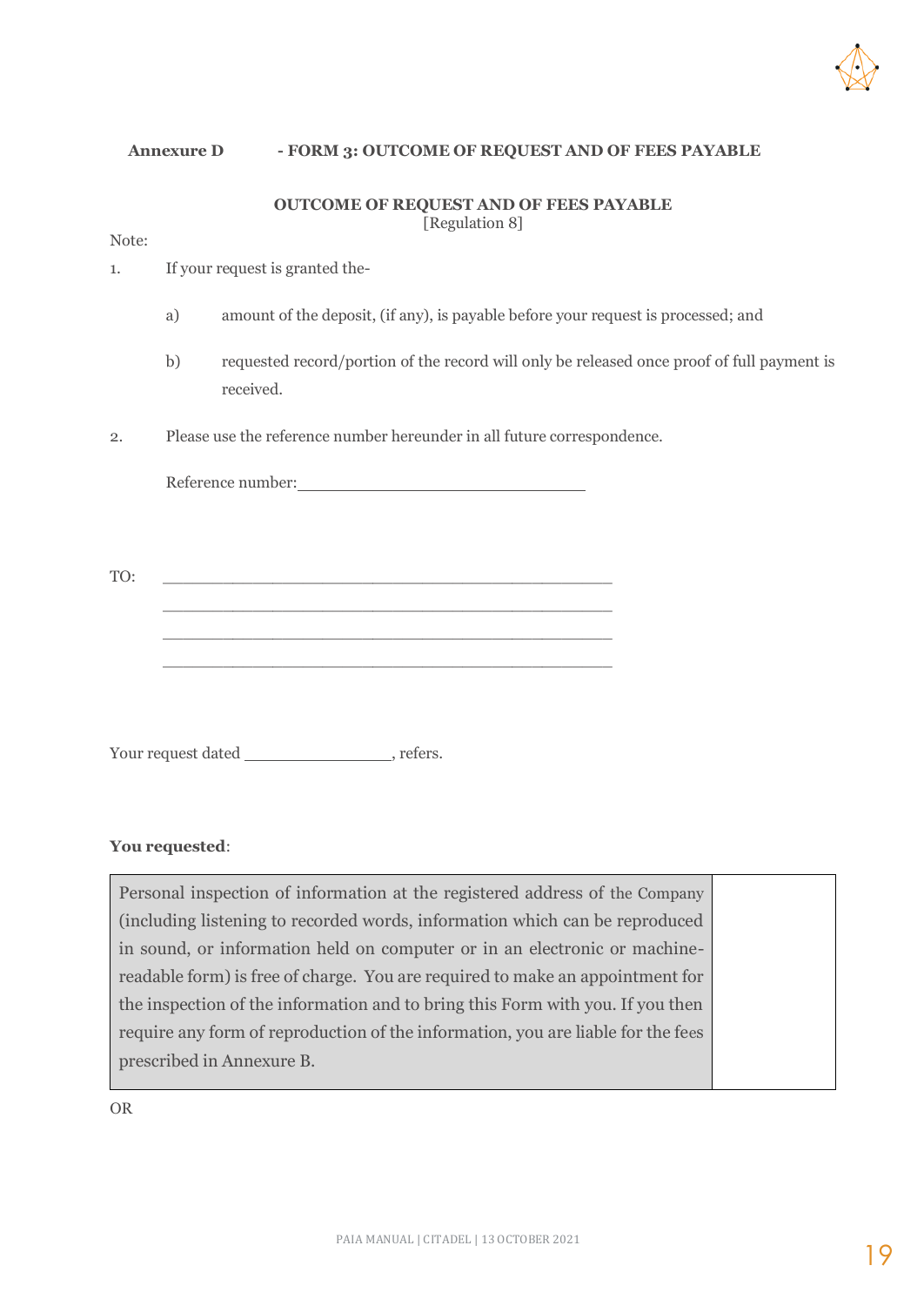**Annexure D - FORM 3: OUTCOME OF REQUEST AND OF FEES PAYABLE**

**OUTCOME OF REQUEST AND OF FEES PAYABLE**
[Regulation 8]

Note:

1. If your request is granted the-

   a) amount of the deposit, (if any), is payable before your request is processed; and

   b) requested record/portion of the record will only be released once proof of full payment is received.

2. Please use the reference number hereunder in all future correspondence.

   Reference number:________________________________

TO: ______________________________________________
______________________________________________
______________________________________________
______________________________________________

Your request dated ________________, refers.

**You requested**:

| Personal inspection of information at the registered address of the Company (including listening to recorded words, information which can be reproduced in sound, or information held on computer or in an electronic or machine-readable form) is free of charge. You are required to make an appointment for the inspection of the information and to bring this Form with you. If you then require any form of reproduction of the information, you are liable for the fees prescribed in Annexure B. | |
|---|---|

OR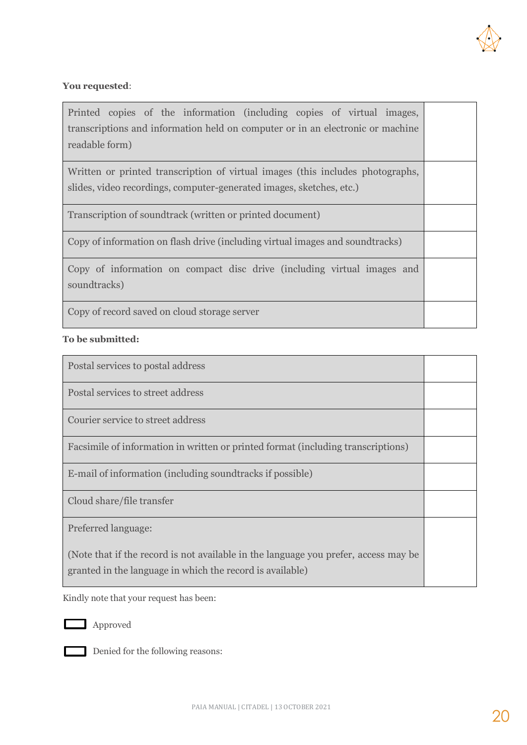**You requested**:

| | |
|---|---|
| Printed copies of the information (including copies of virtual images, transcriptions and information held on computer or in an electronic or machine readable form) | |
| Written or printed transcription of virtual images (this includes photographs, slides, video recordings, computer-generated images, sketches, etc.) | |
| Transcription of soundtrack (written or printed document) | |
| Copy of information on flash drive (including virtual images and soundtracks) | |
| Copy of information on compact disc drive (including virtual images and soundtracks) | |
| Copy of record saved on cloud storage server | |

**To be submitted:**

| | |
|---|---|
| Postal services to postal address | |
| Postal services to street address | |
| Courier service to street address | |
| Facsimile of information in written or printed format (including transcriptions) | |
| E-mail of information (including soundtracks if possible) | |
| Cloud share/file transfer | |
| Preferred language:<br><br>(Note that if the record is not available in the language you prefer, access may be granted in the language in which the record is available) | |

Kindly note that your request has been:

☐ Approved

☐ Denied for the following reasons: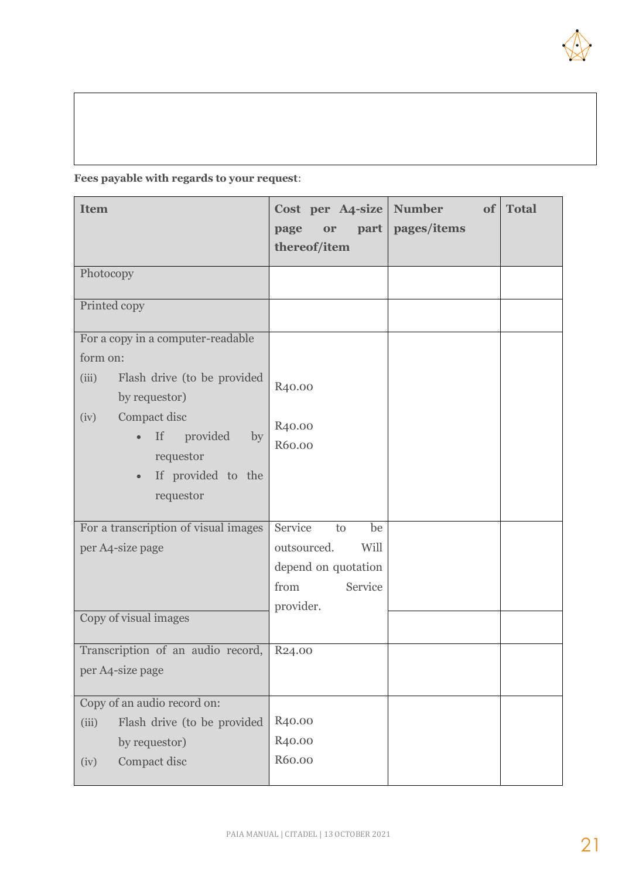**Fees payable with regards to your request**:

| Item | Cost per A4-size page or part thereof/item | Number of pages/items | Total |
|---|---|---|---|
| Photocopy | | | |
| Printed copy | | | |
| For a copy in a computer-readable form on:<br>(iii) Flash drive (to be provided by requestor)<br>(iv) Compact disc<br>• If provided by requestor<br>• If provided to the requestor | R40.00<br><br>R40.00<br>R60.00 | | |
| For a transcription of visual images per A4-size page | Service to be outsourced. Will depend on quotation from Service provider. | | |
| Copy of visual images | | | |
| Transcription of an audio record, per A4-size page | R24.00 | | |
| Copy of an audio record on:<br>(iii) Flash drive (to be provided by requestor)<br>(iv) Compact disc | R40.00<br>R40.00<br>R60.00 | | |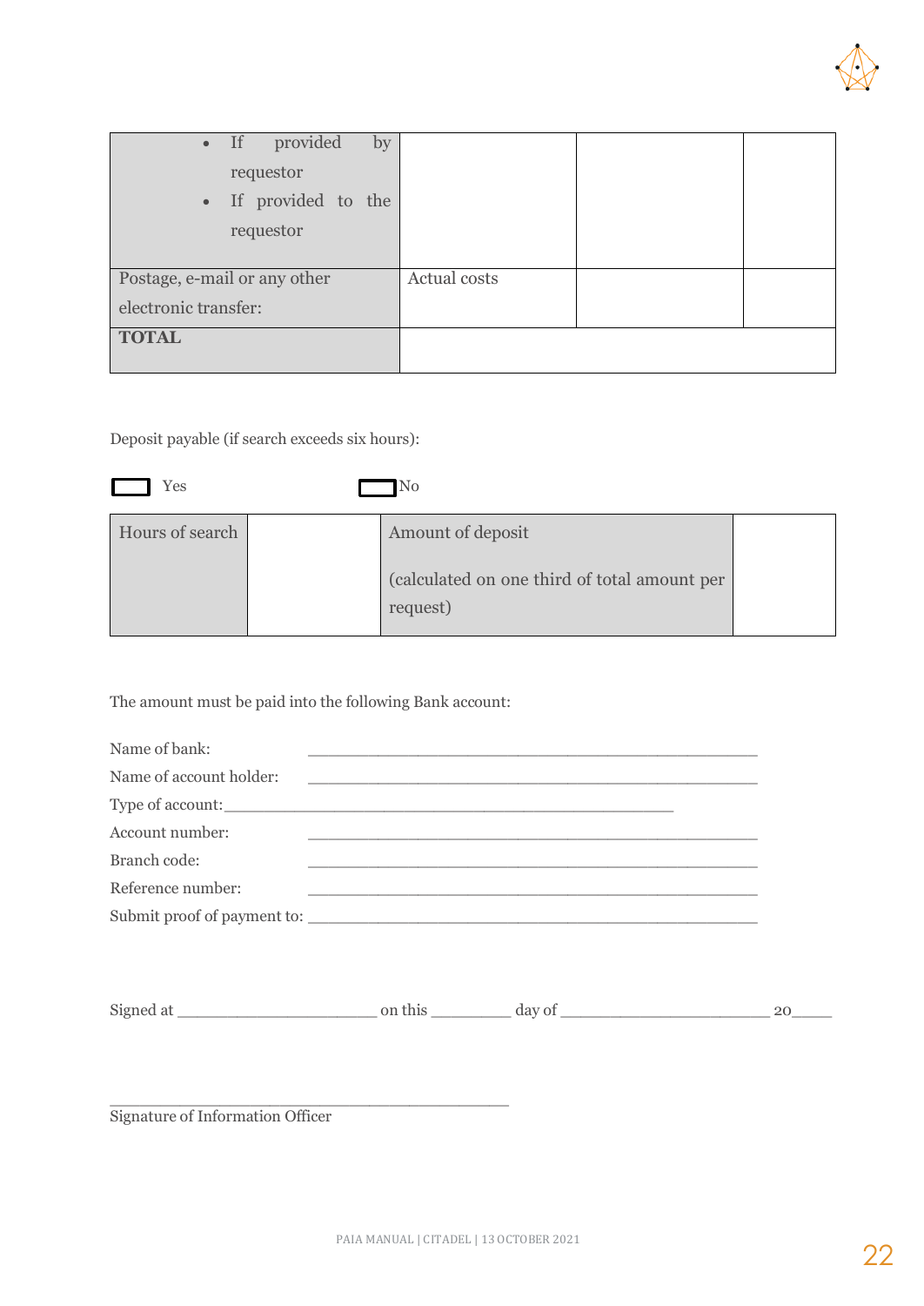| | | | |
|---|---|---|---|
| • If provided by requestor<br>• If provided to the requestor | | | |
| Postage, e-mail or any other electronic transfer: | Actual costs | | |
| **TOTAL** | | | |

Deposit payable (if search exceeds six hours):

☐ Yes ☐ No

| Hours of search | | Amount of deposit<br><br>(calculated on one third of total amount per request) | |
|---|---|---|---|

The amount must be paid into the following Bank account:

Name of bank: \_\_\_\_\_\_\_\_\_\_\_\_\_\_\_\_\_\_\_\_\_\_\_\_\_\_\_\_\_\_\_\_\_\_\_\_\_\_\_\_\_\_\_\_\_\_\_\_

Name of account holder: \_\_\_\_\_\_\_\_\_\_\_\_\_\_\_\_\_\_\_\_\_\_\_\_\_\_\_\_\_\_\_\_\_\_\_\_\_\_\_\_\_\_\_\_\_\_\_\_

Type of account: \_\_\_\_\_\_\_\_\_\_\_\_\_\_\_\_\_\_\_\_\_\_\_\_\_\_\_\_\_\_\_\_\_\_\_\_\_\_\_\_\_\_\_\_\_\_\_\_

Account number: \_\_\_\_\_\_\_\_\_\_\_\_\_\_\_\_\_\_\_\_\_\_\_\_\_\_\_\_\_\_\_\_\_\_\_\_\_\_\_\_\_\_\_\_\_\_\_\_

Branch code: \_\_\_\_\_\_\_\_\_\_\_\_\_\_\_\_\_\_\_\_\_\_\_\_\_\_\_\_\_\_\_\_\_\_\_\_\_\_\_\_\_\_\_\_\_\_\_\_

Reference number: \_\_\_\_\_\_\_\_\_\_\_\_\_\_\_\_\_\_\_\_\_\_\_\_\_\_\_\_\_\_\_\_\_\_\_\_\_\_\_\_\_\_\_\_\_\_\_\_

Submit proof of payment to: \_\_\_\_\_\_\_\_\_\_\_\_\_\_\_\_\_\_\_\_\_\_\_\_\_\_\_\_\_\_\_\_\_\_\_\_\_\_\_\_\_\_\_\_\_\_\_\_

Signed at \_\_\_\_\_\_\_\_\_\_\_\_\_\_\_\_\_\_\_\_\_\_ on this \_\_\_\_\_\_\_\_\_ day of \_\_\_\_\_\_\_\_\_\_\_\_\_\_\_\_\_\_\_\_\_\_\_\_ 20\_\_\_\_\_

\_\_\_\_\_\_\_\_\_\_\_\_\_\_\_\_\_\_\_\_\_\_\_\_\_\_\_\_\_\_\_\_\_\_\_\_\_\_\_\_\_\_\_\_

Signature of Information Officer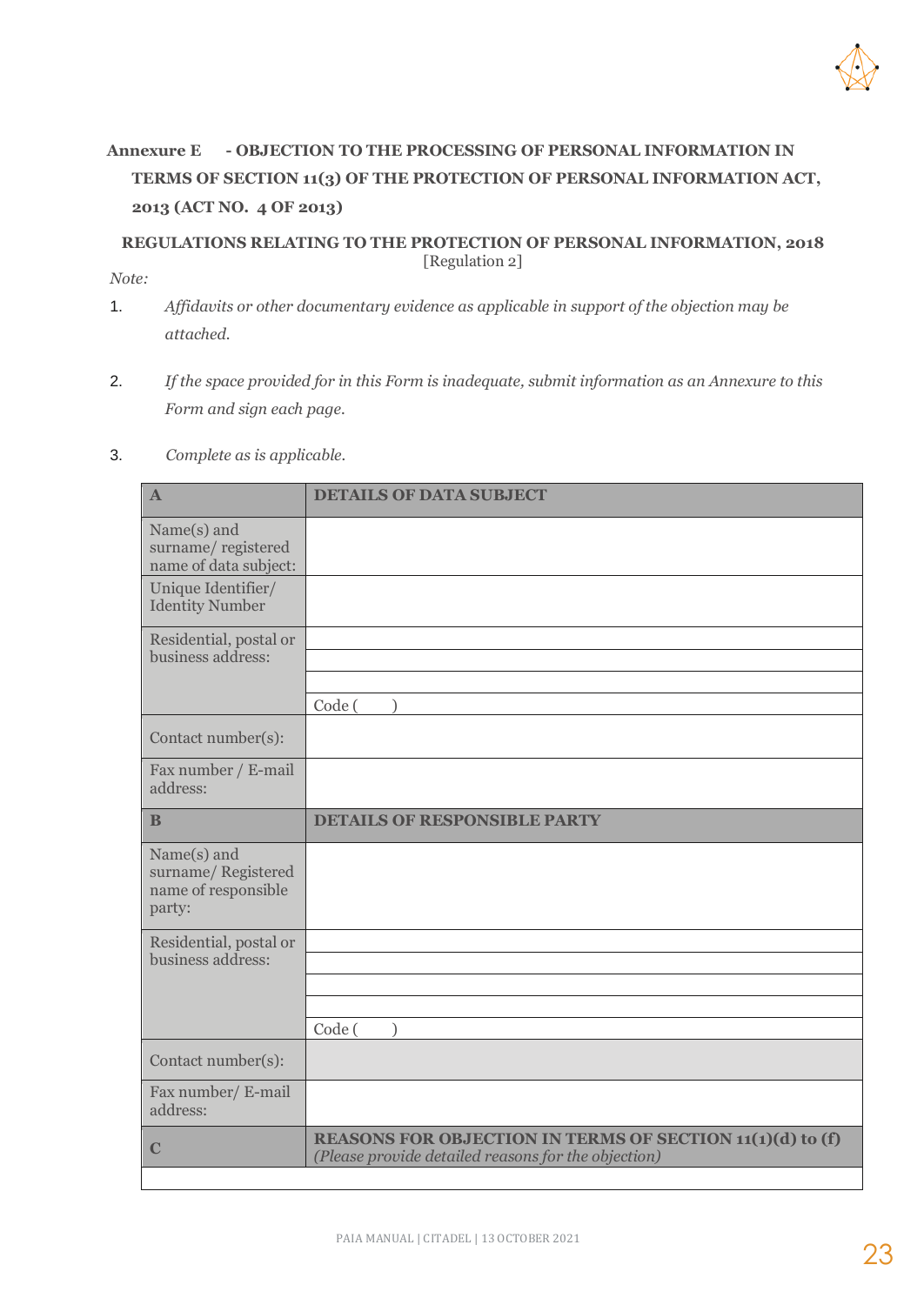**Annexure E - OBJECTION TO THE PROCESSING OF PERSONAL INFORMATION IN TERMS OF SECTION 11(3) OF THE PROTECTION OF PERSONAL INFORMATION ACT, 2013 (ACT NO. 4 OF 2013)**

**REGULATIONS RELATING TO THE PROTECTION OF PERSONAL INFORMATION, 2018**
[Regulation 2]

*Note:*

1. *Affidavits or other documentary evidence as applicable in support of the objection may be attached.*
2. *If the space provided for in this Form is inadequate, submit information as an Annexure to this Form and sign each page.*
3. *Complete as is applicable.*

| **A** | **DETAILS OF DATA SUBJECT** |
|---|---|
| Name(s) and surname/ registered name of data subject: | |
| Unique Identifier/ Identity Number | |
| Residential, postal or business address: | |
| | |
| | |
| | Code ( ) |
| Contact number(s): | |
| Fax number / E-mail address: | |
| **B** | **DETAILS OF RESPONSIBLE PARTY** |
| Name(s) and surname/ Registered name of responsible party: | |
| Residential, postal or business address: | |
| | |
| | |
| | |
| | Code ( ) |
| Contact number(s): | |
| Fax number/ E-mail address: | |
| **C** | **REASONS FOR OBJECTION IN TERMS OF SECTION 11(1)(d) to (f)** *(Please provide detailed reasons for the objection)* |
| | |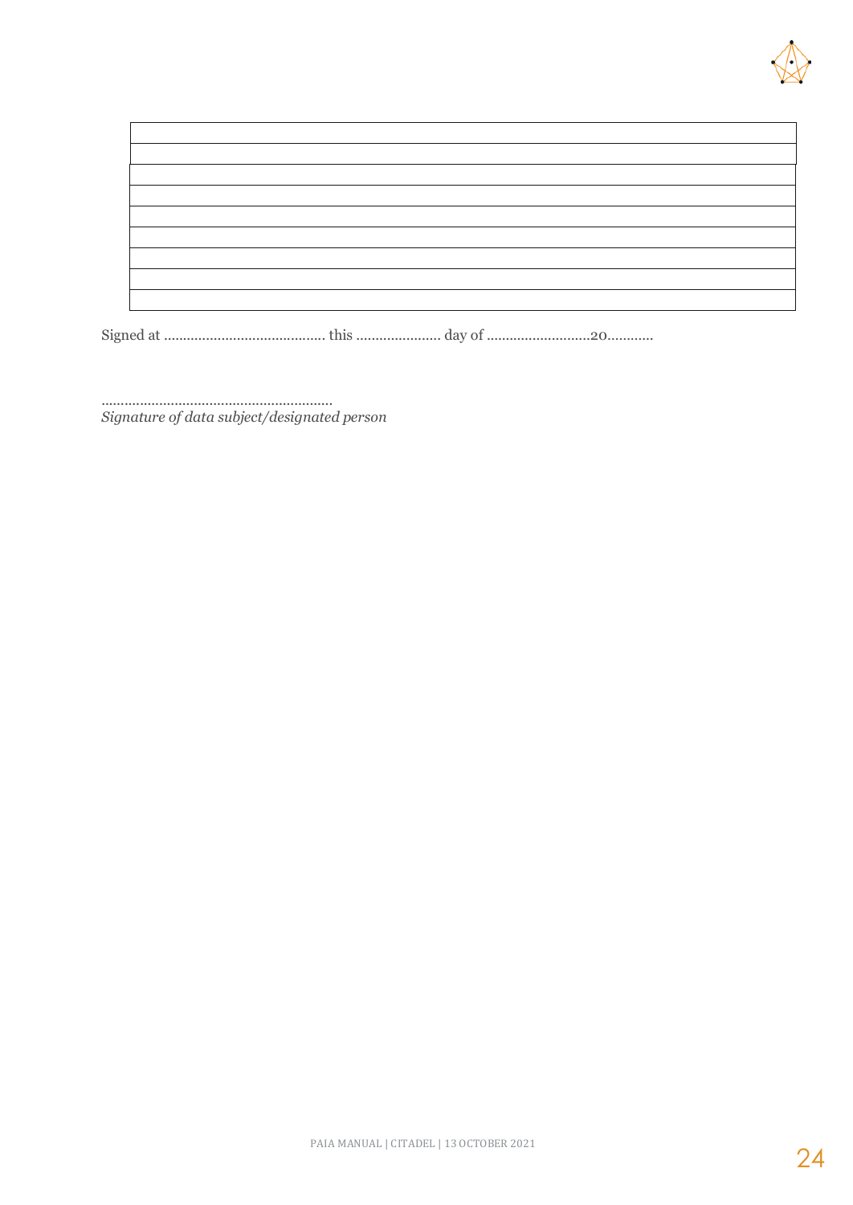| |
|---|
| |
| |
| |
| |
| |
| |
| |
| |

Signed at ......................................... this ...................... day of ..........................20............

............................................................
*Signature of data subject/designated person*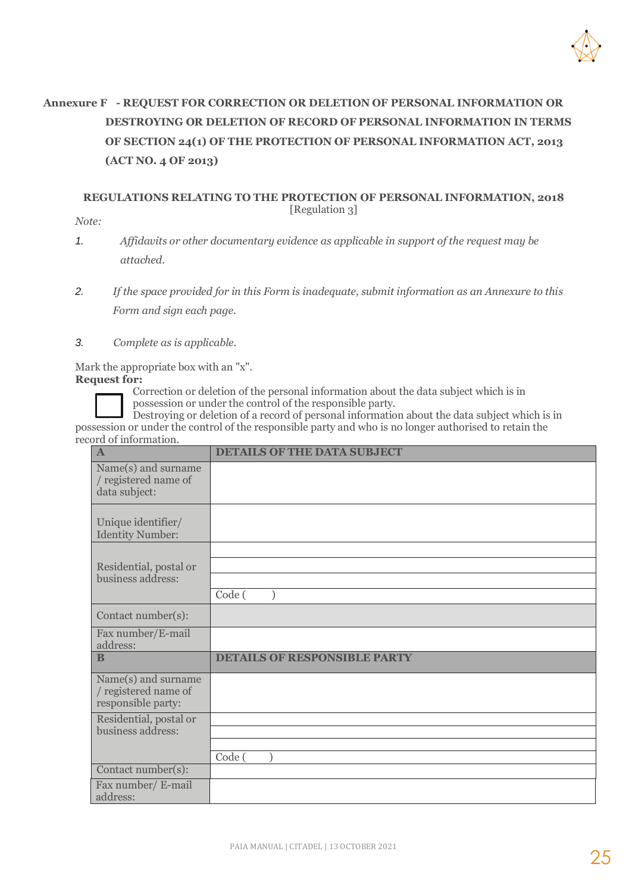**Annexure F - REQUEST FOR CORRECTION OR DELETION OF PERSONAL INFORMATION OR DESTROYING OR DELETION OF RECORD OF PERSONAL INFORMATION IN TERMS OF SECTION 24(1) OF THE PROTECTION OF PERSONAL INFORMATION ACT, 2013 (ACT NO. 4 OF 2013)**

**REGULATIONS RELATING TO THE PROTECTION OF PERSONAL INFORMATION, 2018**
[Regulation 3]

*Note:*

1. *Affidavits or other documentary evidence as applicable in support of the request may be attached.*
2. *If the space provided for in this Form is inadequate, submit information as an Annexure to this Form and sign each page.*
3. *Complete as is applicable.*

Mark the appropriate box with an "x".

**Request for:**

☐ Correction or deletion of the personal information about the data subject which is in possession or under the control of the responsible party.

Destroying or deletion of a record of personal information about the data subject which is in possession or under the control of the responsible party and who is no longer authorised to retain the record of information.

| **A** | **DETAILS OF THE DATA SUBJECT** |
|---|---|
| Name(s) and surname / registered name of data subject: | |
| Unique identifier/ Identity Number: | |
| Residential, postal or business address: | |
| | |
| | |
| | Code ( ) |
| Contact number(s): | |
| Fax number/E-mail address: | |
| **B** | **DETAILS OF RESPONSIBLE PARTY** |
| Name(s) and surname / registered name of responsible party: | |
| Residential, postal or business address: | |
| | |
| | |
| | Code ( ) |
| Contact number(s): | |
| Fax number/ E-mail address: | |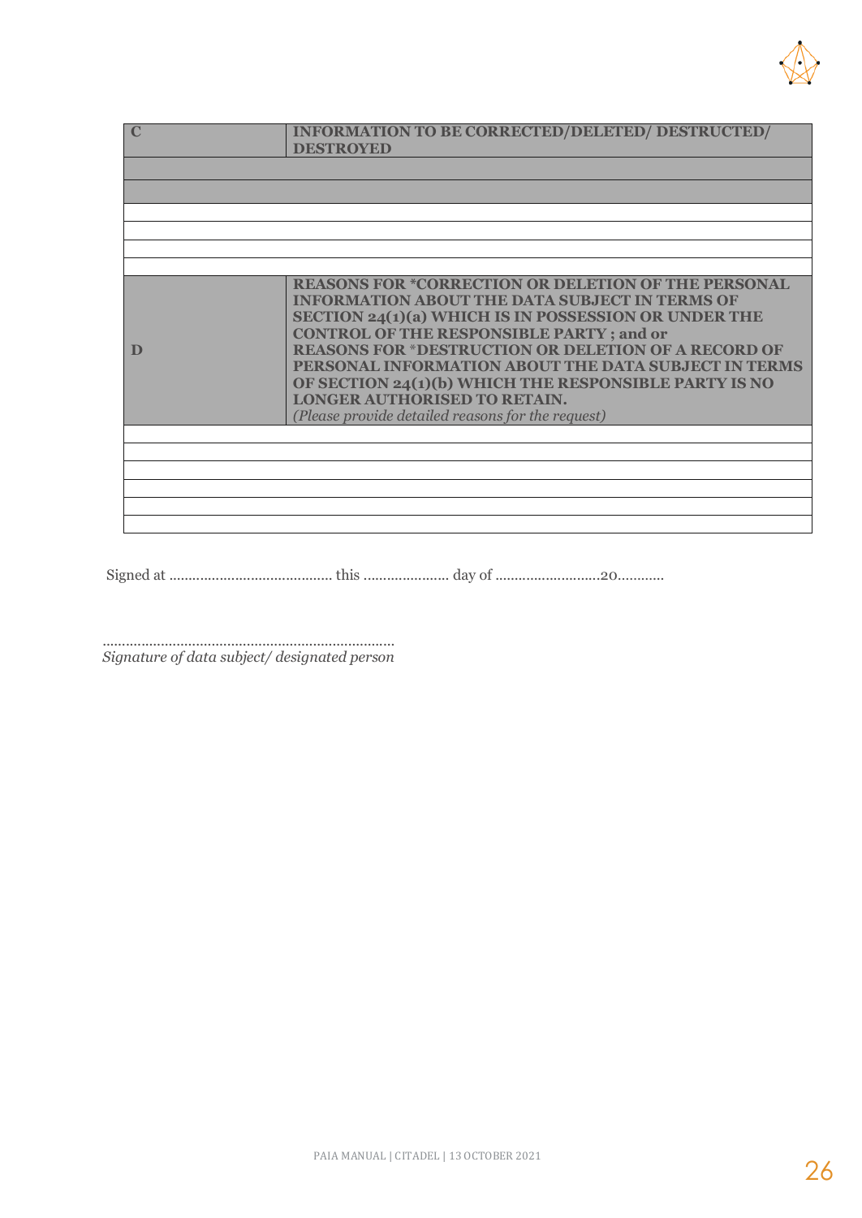| C | INFORMATION TO BE CORRECTED/DELETED/ DESTRUCTED/ DESTROYED |
|---|---|
| | |
| | |
| | |
| | |
| | |
| | |
| D | **REASONS FOR *CORRECTION OR DELETION OF THE PERSONAL INFORMATION ABOUT THE DATA SUBJECT IN TERMS OF SECTION 24(1)(a) WHICH IS IN POSSESSION OR UNDER THE CONTROL OF THE RESPONSIBLE PARTY ; and or REASONS FOR *DESTRUCTION OR DELETION OF A RECORD OF PERSONAL INFORMATION ABOUT THE DATA SUBJECT IN TERMS OF SECTION 24(1)(b) WHICH THE RESPONSIBLE PARTY IS NO LONGER AUTHORISED TO RETAIN.** *(Please provide detailed reasons for the request)* |
| | |
| | |
| | |
| | |
| | |
| | |

Signed at ............................................ this ...................... day of ...........................20............

..........................................................................
*Signature of data subject/ designated person*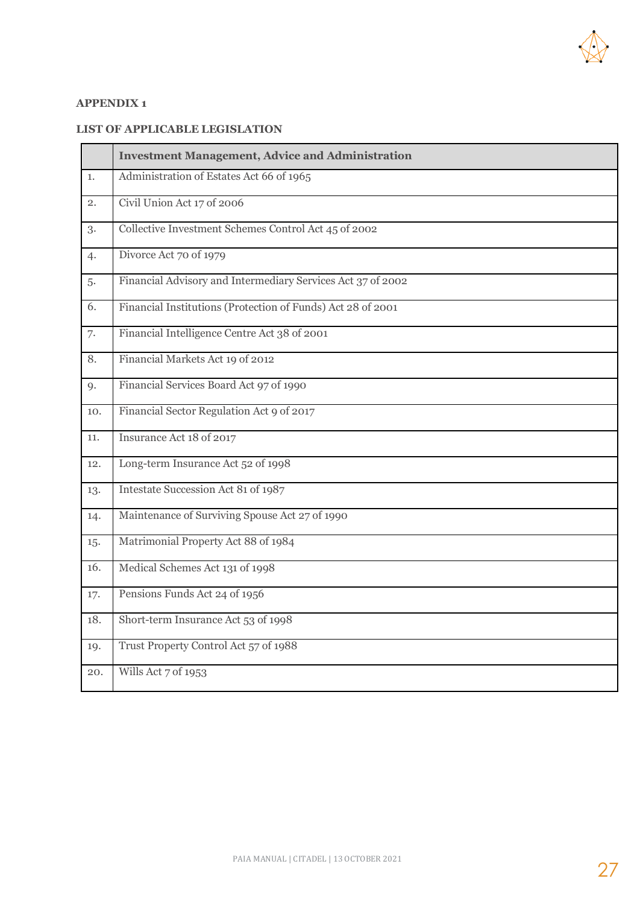**APPENDIX 1**

**LIST OF APPLICABLE LEGISLATION**

| | **Investment Management, Advice and Administration** |
|---|---|
| 1. | Administration of Estates Act 66 of 1965 |
| 2. | Civil Union Act 17 of 2006 |
| 3. | Collective Investment Schemes Control Act 45 of 2002 |
| 4. | Divorce Act 70 of 1979 |
| 5. | Financial Advisory and Intermediary Services Act 37 of 2002 |
| 6. | Financial Institutions (Protection of Funds) Act 28 of 2001 |
| 7. | Financial Intelligence Centre Act 38 of 2001 |
| 8. | Financial Markets Act 19 of 2012 |
| 9. | Financial Services Board Act 97 of 1990 |
| 10. | Financial Sector Regulation Act 9 of 2017 |
| 11. | Insurance Act 18 of 2017 |
| 12. | Long-term Insurance Act 52 of 1998 |
| 13. | Intestate Succession Act 81 of 1987 |
| 14. | Maintenance of Surviving Spouse Act 27 of 1990 |
| 15. | Matrimonial Property Act 88 of 1984 |
| 16. | Medical Schemes Act 131 of 1998 |
| 17. | Pensions Funds Act 24 of 1956 |
| 18. | Short-term Insurance Act 53 of 1998 |
| 19. | Trust Property Control Act 57 of 1988 |
| 20. | Wills Act 7 of 1953 |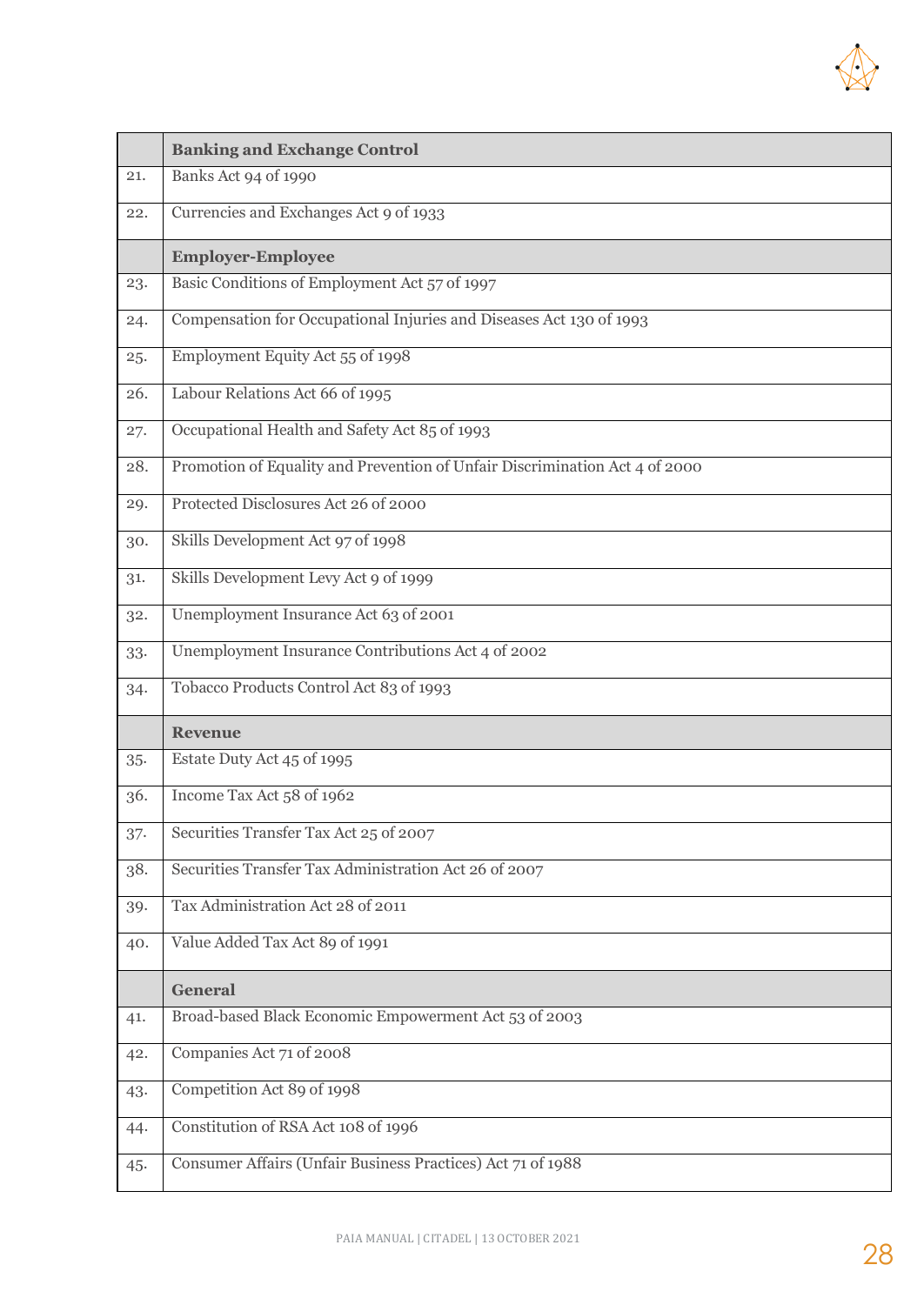| | **Banking and Exchange Control** |
|---|---|
| 21. | Banks Act 94 of 1990 |
| 22. | Currencies and Exchanges Act 9 of 1933 |
| | **Employer-Employee** |
| 23. | Basic Conditions of Employment Act 57 of 1997 |
| 24. | Compensation for Occupational Injuries and Diseases Act 130 of 1993 |
| 25. | Employment Equity Act 55 of 1998 |
| 26. | Labour Relations Act 66 of 1995 |
| 27. | Occupational Health and Safety Act 85 of 1993 |
| 28. | Promotion of Equality and Prevention of Unfair Discrimination Act 4 of 2000 |
| 29. | Protected Disclosures Act 26 of 2000 |
| 30. | Skills Development Act 97 of 1998 |
| 31. | Skills Development Levy Act 9 of 1999 |
| 32. | Unemployment Insurance Act 63 of 2001 |
| 33. | Unemployment Insurance Contributions Act 4 of 2002 |
| 34. | Tobacco Products Control Act 83 of 1993 |
| | **Revenue** |
| 35. | Estate Duty Act 45 of 1995 |
| 36. | Income Tax Act 58 of 1962 |
| 37. | Securities Transfer Tax Act 25 of 2007 |
| 38. | Securities Transfer Tax Administration Act 26 of 2007 |
| 39. | Tax Administration Act 28 of 2011 |
| 40. | Value Added Tax Act 89 of 1991 |
| | **General** |
| 41. | Broad-based Black Economic Empowerment Act 53 of 2003 |
| 42. | Companies Act 71 of 2008 |
| 43. | Competition Act 89 of 1998 |
| 44. | Constitution of RSA Act 108 of 1996 |
| 45. | Consumer Affairs (Unfair Business Practices) Act 71 of 1988 |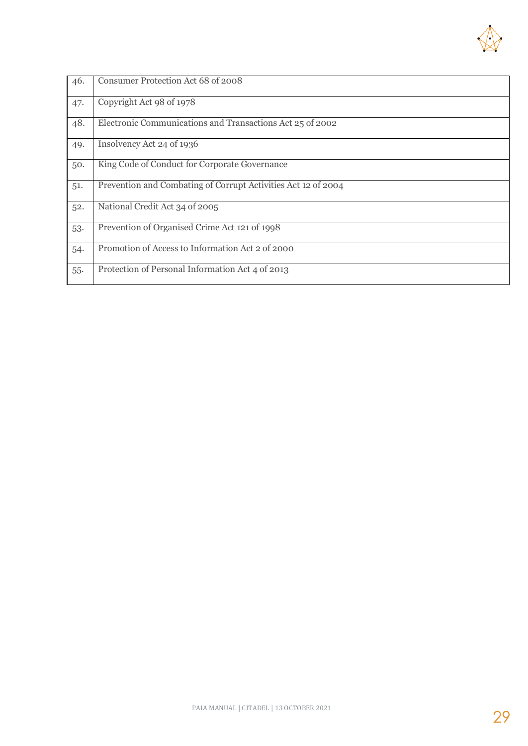| | |
|---|---|
| 46. | Consumer Protection Act 68 of 2008 |
| 47. | Copyright Act 98 of 1978 |
| 48. | Electronic Communications and Transactions Act 25 of 2002 |
| 49. | Insolvency Act 24 of 1936 |
| 50. | King Code of Conduct for Corporate Governance |
| 51. | Prevention and Combating of Corrupt Activities Act 12 of 2004 |
| 52. | National Credit Act 34 of 2005 |
| 53. | Prevention of Organised Crime Act 121 of 1998 |
| 54. | Promotion of Access to Information Act 2 of 2000 |
| 55. | Protection of Personal Information Act 4 of 2013 |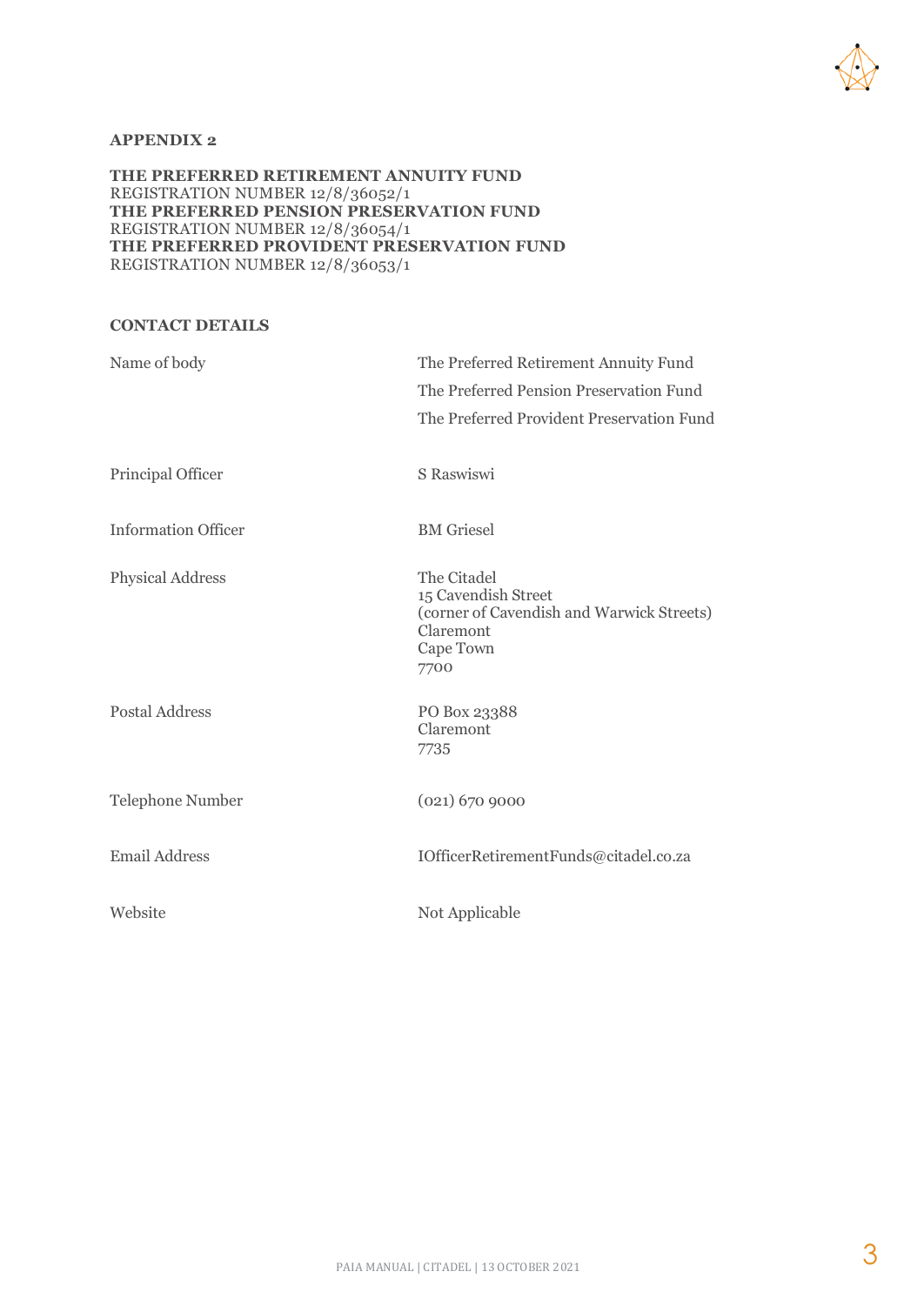**APPENDIX 2**

**THE PREFERRED RETIREMENT ANNUITY FUND**
REGISTRATION NUMBER 12/8/36052/1
**THE PREFERRED PENSION PRESERVATION FUND**
REGISTRATION NUMBER 12/8/36054/1
**THE PREFERRED PROVIDENT PRESERVATION FUND**
REGISTRATION NUMBER 12/8/36053/1

**CONTACT DETAILS**

| | |
|---|---|
| Name of body | The Preferred Retirement Annuity Fund<br>The Preferred Pension Preservation Fund<br>The Preferred Provident Preservation Fund |
| Principal Officer | S Raswiswi |
| Information Officer | BM Griesel |
| Physical Address | The Citadel<br>15 Cavendish Street<br>(corner of Cavendish and Warwick Streets)<br>Claremont<br>Cape Town<br>7700 |
| Postal Address | PO Box 23388<br>Claremont<br>7735 |
| Telephone Number | (021) 670 9000 |
| Email Address | IOfficerRetirementFunds@citadel.co.za |
| Website | Not Applicable |